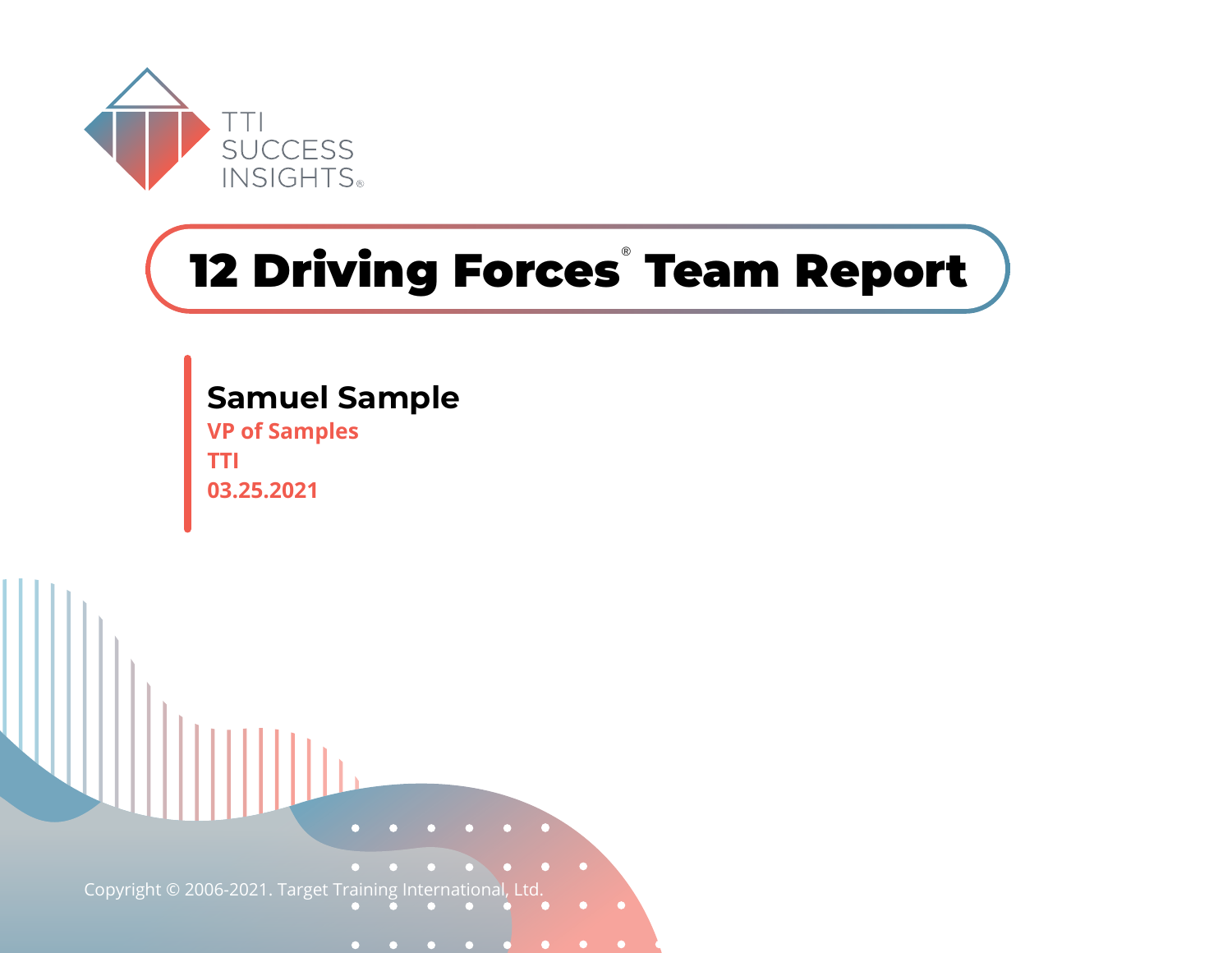TTI SUCCESS INSIGHTS®

# 12 Driving Forces® Team Report

**Samuel Sample**

VP of Samples

TTI

03.25.2021

Copyright © 2006-2021. Target Training International, Ltd.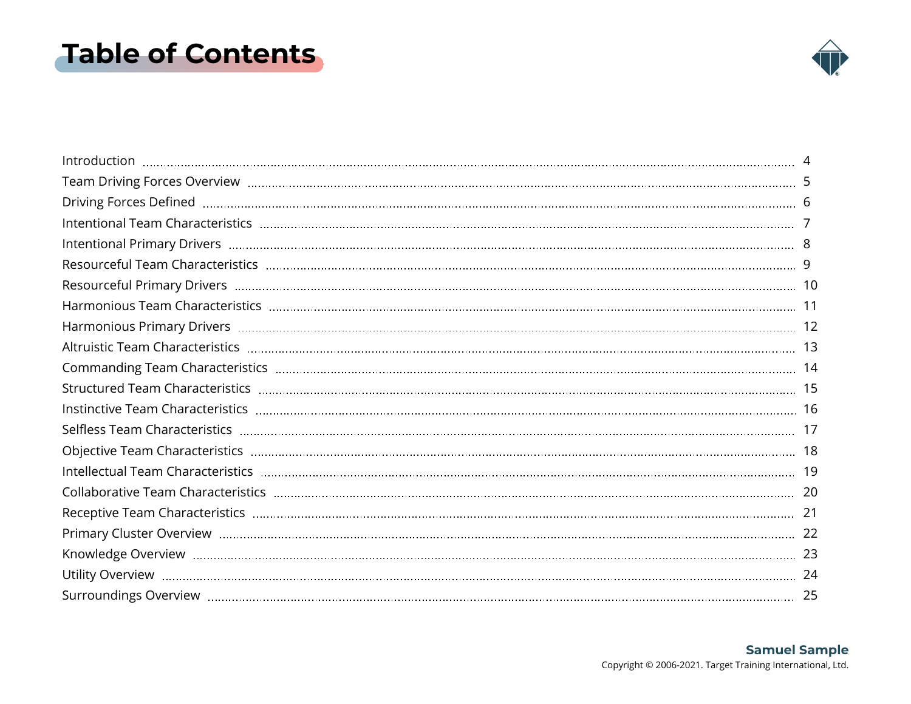# Table of Contents

| Section | Page |
|---|---|
| Introduction | 4 |
| Team Driving Forces Overview | 5 |
| Driving Forces Defined | 6 |
| Intentional Team Characteristics | 7 |
| Intentional Primary Drivers | 8 |
| Resourceful Team Characteristics | 9 |
| Resourceful Primary Drivers | 10 |
| Harmonious Team Characteristics | 11 |
| Harmonious Primary Drivers | 12 |
| Altruistic Team Characteristics | 13 |
| Commanding Team Characteristics | 14 |
| Structured Team Characteristics | 15 |
| Instinctive Team Characteristics | 16 |
| Selfless Team Characteristics | 17 |
| Objective Team Characteristics | 18 |
| Intellectual Team Characteristics | 19 |
| Collaborative Team Characteristics | 20 |
| Receptive Team Characteristics | 21 |
| Primary Cluster Overview | 22 |
| Knowledge Overview | 23 |
| Utility Overview | 24 |
| Surroundings Overview | 25 |

**Samuel Sample**
Copyright © 2006-2021. Target Training International, Ltd.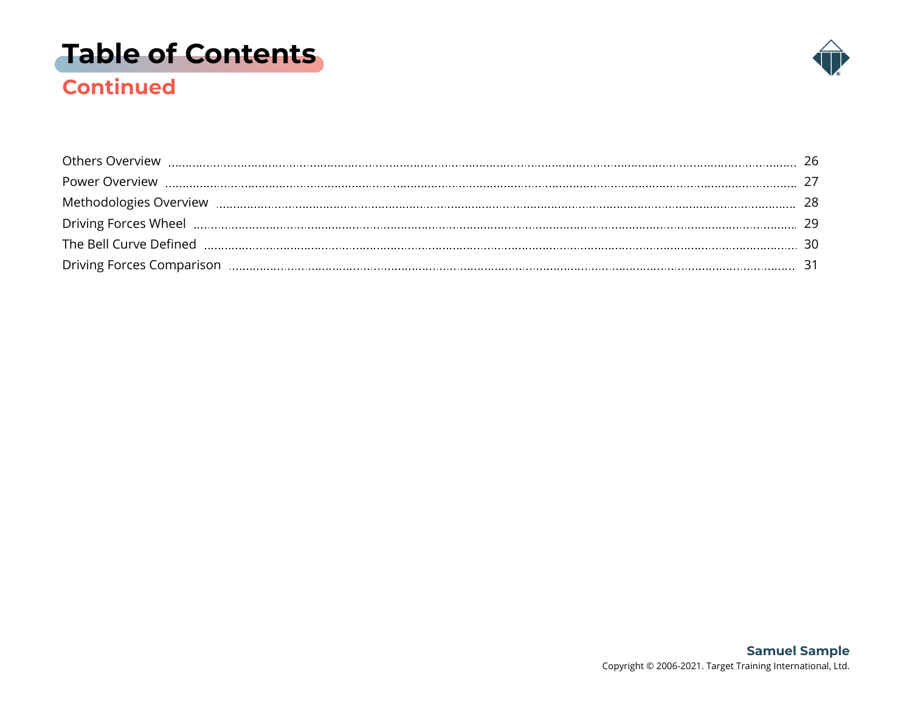# Table of Contents

## Continued

| | |
|---|---|
| Others Overview | 26 |
| Power Overview | 27 |
| Methodologies Overview | 28 |
| Driving Forces Wheel | 29 |
| The Bell Curve Defined | 30 |
| Driving Forces Comparison | 31 |

**Samuel Sample**

Copyright © 2006-2021. Target Training International, Ltd.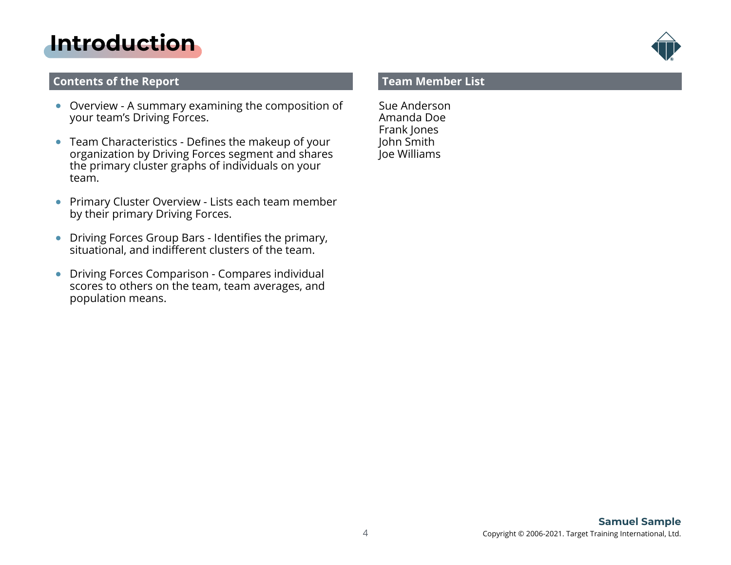# Introduction

## Contents of the Report

- Overview - A summary examining the composition of your team's Driving Forces.
- Team Characteristics - Defines the makeup of your organization by Driving Forces segment and shares the primary cluster graphs of individuals on your team.
- Primary Cluster Overview - Lists each team member by their primary Driving Forces.
- Driving Forces Group Bars - Identifies the primary, situational, and indifferent clusters of the team.
- Driving Forces Comparison - Compares individual scores to others on the team, team averages, and population means.

## Team Member List

Sue Anderson
Amanda Doe
Frank Jones
John Smith
Joe Williams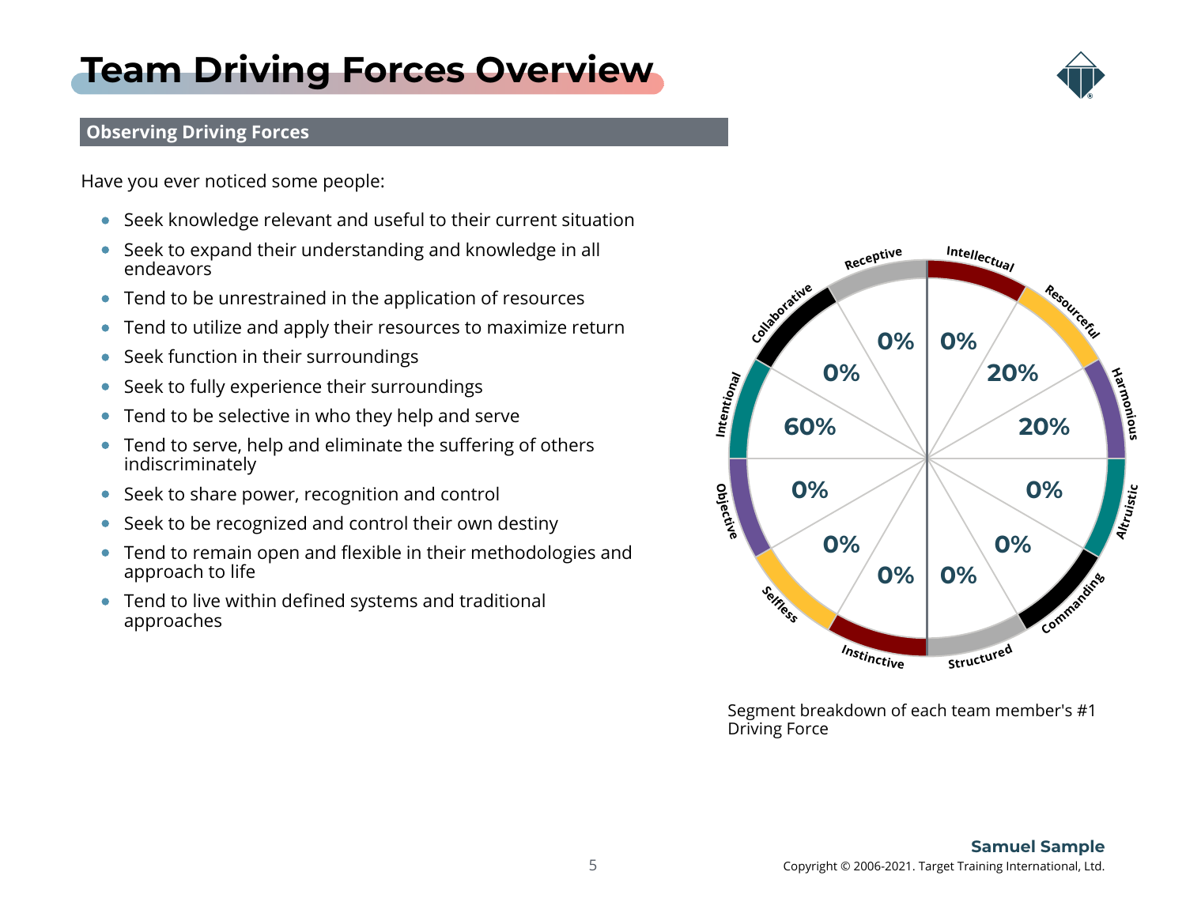# Team Driving Forces Overview

## Observing Driving Forces

Have you ever noticed some people:

- Seek knowledge relevant and useful to their current situation
- Seek to expand their understanding and knowledge in all endeavors
- Tend to be unrestrained in the application of resources
- Tend to utilize and apply their resources to maximize return
- Seek function in their surroundings
- Seek to fully experience their surroundings
- Tend to be selective in who they help and serve
- Tend to serve, help and eliminate the suffering of others indiscriminately
- Seek to share power, recognition and control
- Seek to be recognized and control their own destiny
- Tend to remain open and flexible in their methodologies and approach to life
- Tend to live within defined systems and traditional approaches

| Driving Force | Percentage |
| --- | --- |
| Intellectual | 0% |
| Resourceful | 20% |
| Harmonious | 20% |
| Altruistic | 0% |
| Commanding | 0% |
| Structured | 0% |
| Instinctive | 0% |
| Selfless | 0% |
| Objective | 0% |
| Intentional | 60% |
| Collaborative | 0% |
| Receptive | 0% |

Segment breakdown of each team member's #1 Driving Force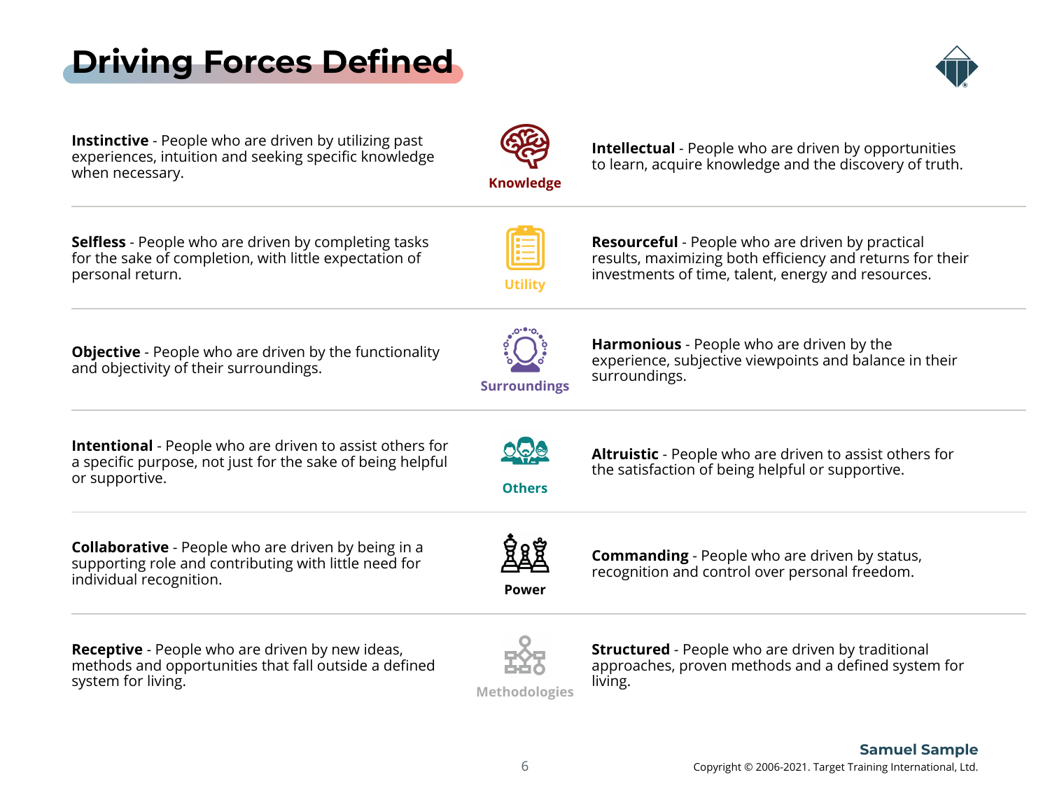# Driving Forces Defined

**Knowledge**

**Instinctive** - People who are driven by utilizing past experiences, intuition and seeking specific knowledge when necessary.

**Intellectual** - People who are driven by opportunities to learn, acquire knowledge and the discovery of truth.

---

**Utility**

**Selfless** - People who are driven by completing tasks for the sake of completion, with little expectation of personal return.

**Resourceful** - People who are driven by practical results, maximizing both efficiency and returns for their investments of time, talent, energy and resources.

---

**Surroundings**

**Objective** - People who are driven by the functionality and objectivity of their surroundings.

**Harmonious** - People who are driven by the experience, subjective viewpoints and balance in their surroundings.

---

**Others**

**Intentional** - People who are driven to assist others for a specific purpose, not just for the sake of being helpful or supportive.

**Altruistic** - People who are driven to assist others for the satisfaction of being helpful or supportive.

---

**Power**

**Collaborative** - People who are driven by being in a supporting role and contributing with little need for individual recognition.

**Commanding** - People who are driven by status, recognition and control over personal freedom.

---

**Methodologies**

**Receptive** - People who are driven by new ideas, methods and opportunities that fall outside a defined system for living.

**Structured** - People who are driven by traditional approaches, proven methods and a defined system for living.

Samuel Sample

Copyright © 2006-2021. Target Training International, Ltd.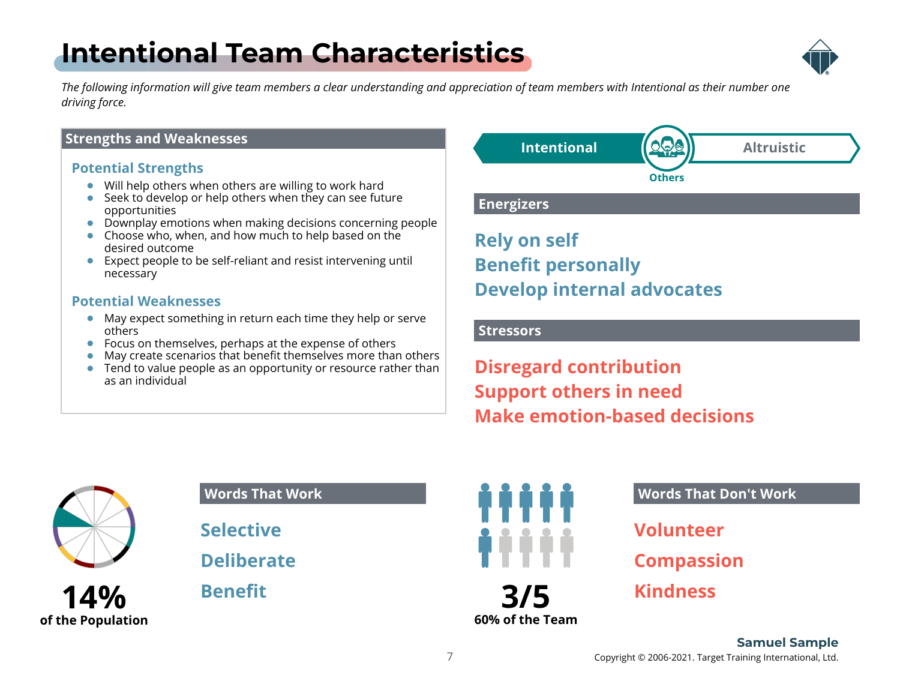# Intentional Team Characteristics

*The following information will give team members a clear understanding and appreciation of team members with Intentional as their number one driving force.*

## Strengths and Weaknesses

### Potential Strengths

- Will help others when others are willing to work hard
- Seek to develop or help others when they can see future opportunities
- Downplay emotions when making decisions concerning people
- Choose who, when, and how much to help based on the desired outcome
- Expect people to be self-reliant and resist intervening until necessary

### Potential Weaknesses

- May expect something in return each time they help or serve others
- Focus on themselves, perhaps at the expense of others
- May create scenarios that benefit themselves more than others
- Tend to value people as an opportunity or resource rather than as an individual

**Intentional** | **Others** | **Altruistic**

## Energizers

**Rely on self**
**Benefit personally**
**Develop internal advocates**

## Stressors

**Disregard contribution**
**Support others in need**
**Make emotion-based decisions**

**14%**
**of the Population**

## Words That Work

**Selective**

**Deliberate**

**Benefit**

**3/5**
**60% of the Team**

## Words That Don't Work

**Volunteer**

**Compassion**

**Kindness**

**Samuel Sample**
Copyright © 2006-2021. Target Training International, Ltd.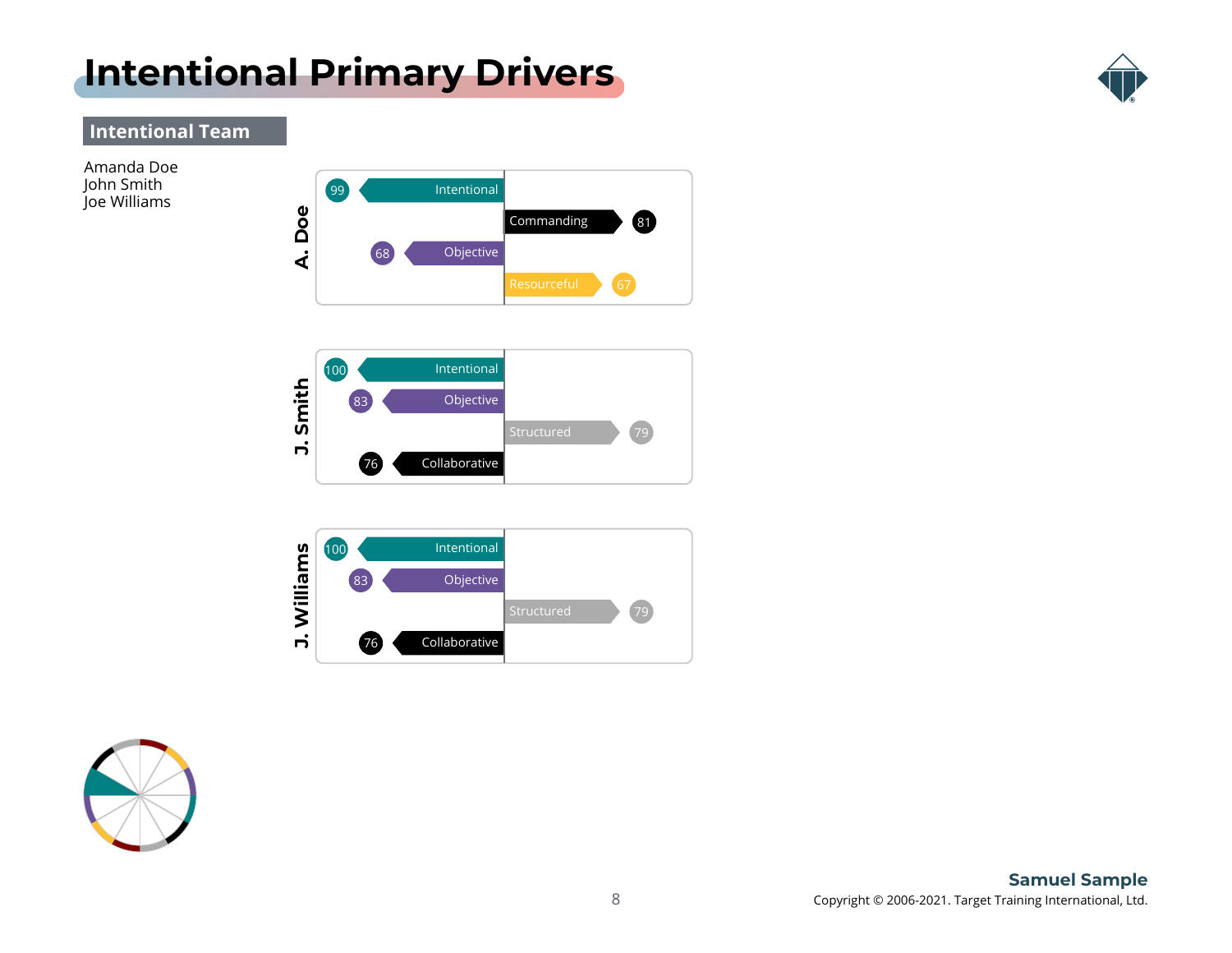# Intentional Primary Drivers

## Intentional Team

Amanda Doe
John Smith
Joe Williams

**A. Doe**

| Driver | Score |
|---|---|
| Intentional | 99 |
| Commanding | 81 |
| Objective | 68 |
| Resourceful | 67 |

**J. Smith**

| Driver | Score |
|---|---|
| Intentional | 100 |
| Objective | 83 |
| Structured | 79 |
| Collaborative | 76 |

**J. Williams**

| Driver | Score |
|---|---|
| Intentional | 100 |
| Objective | 83 |
| Structured | 79 |
| Collaborative | 76 |

**Samuel Sample**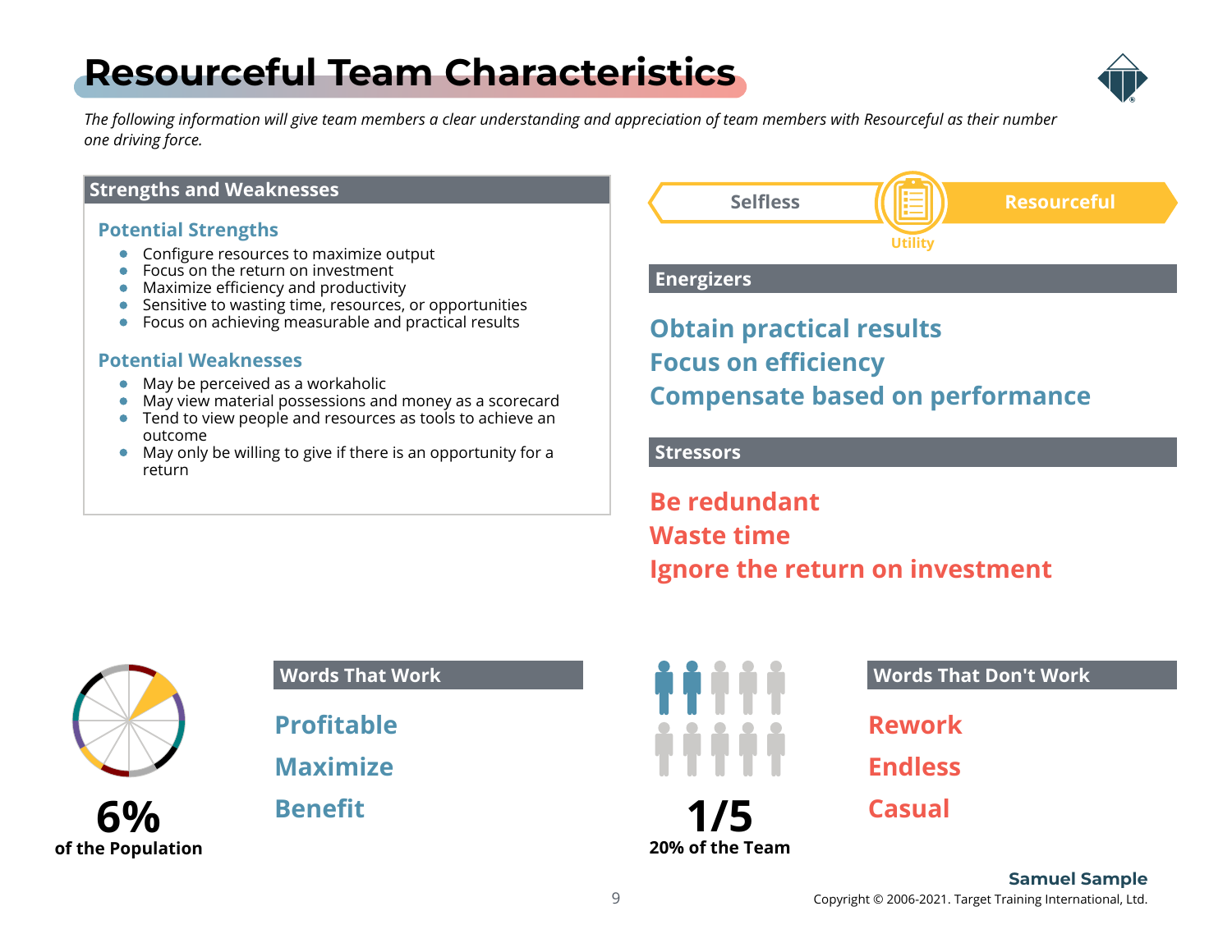# Resourceful Team Characteristics

*The following information will give team members a clear understanding and appreciation of team members with Resourceful as their number one driving force.*

## Strengths and Weaknesses

### Potential Strengths

- Configure resources to maximize output
- Focus on the return on investment
- Maximize efficiency and productivity
- Sensitive to wasting time, resources, or opportunities
- Focus on achieving measurable and practical results

### Potential Weaknesses

- May be perceived as a workaholic
- May view material possessions and money as a scorecard
- Tend to view people and resources as tools to achieve an outcome
- May only be willing to give if there is an opportunity for a return

Selfless — Utility — **Resourceful**

## Energizers

**Obtain practical results**
**Focus on efficiency**
**Compensate based on performance**

## Stressors

**Be redundant**
**Waste time**
**Ignore the return on investment**

**6%**
**of the Population**

## Words That Work

**Profitable**

**Maximize**

**Benefit**

**1/5**
**20% of the Team**

## Words That Don't Work

**Rework**

**Endless**

**Casual**

**Samuel Sample**

Copyright © 2006-2021. Target Training International, Ltd.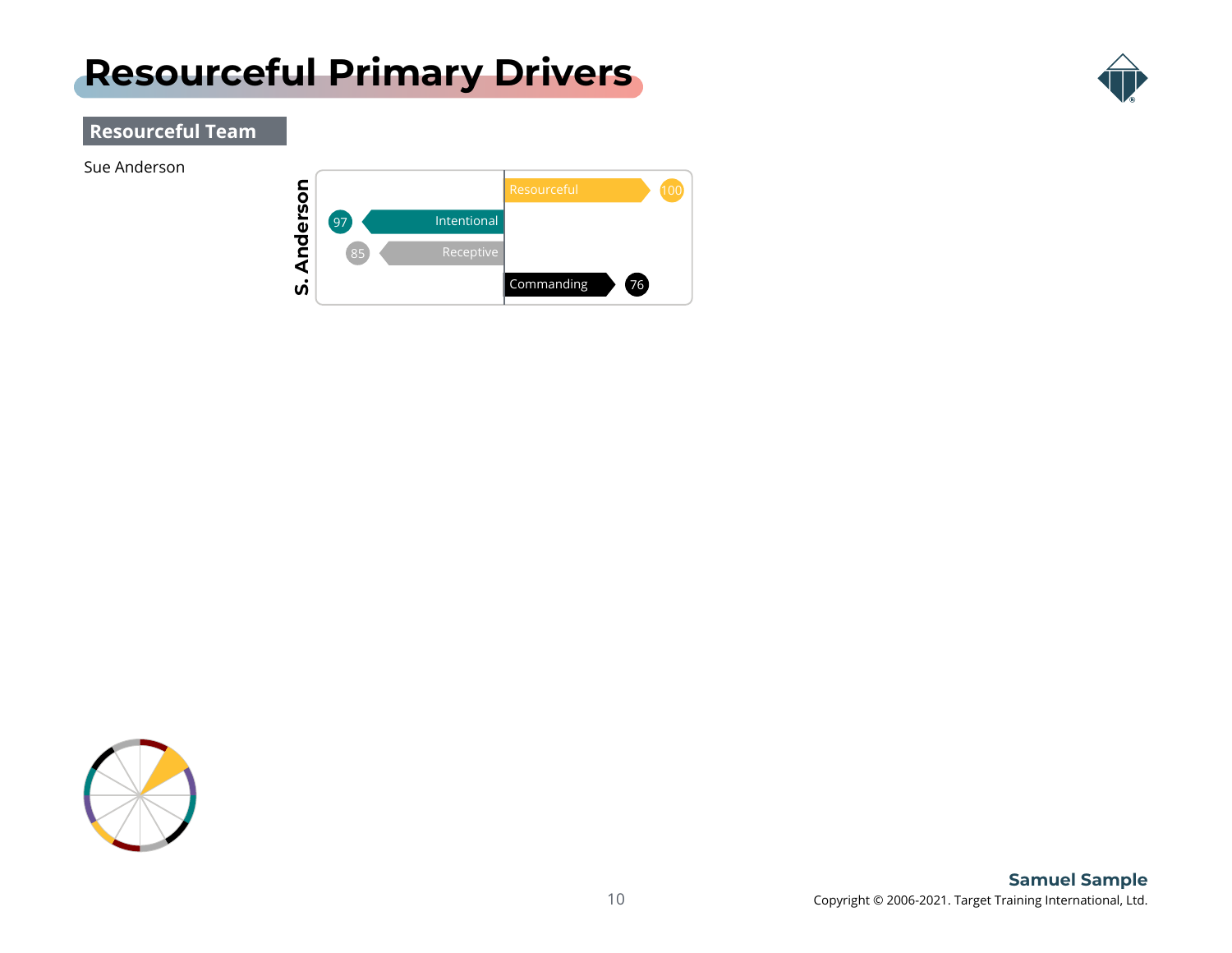# Resourceful Primary Drivers

## Resourceful Team

Sue Anderson

**S. Anderson**

| Driver | Score |
| --- | --- |
| Resourceful | 100 |
| Intentional | 97 |
| Receptive | 85 |
| Commanding | 76 |

**Samuel Sample**

Copyright © 2006-2021. Target Training International, Ltd.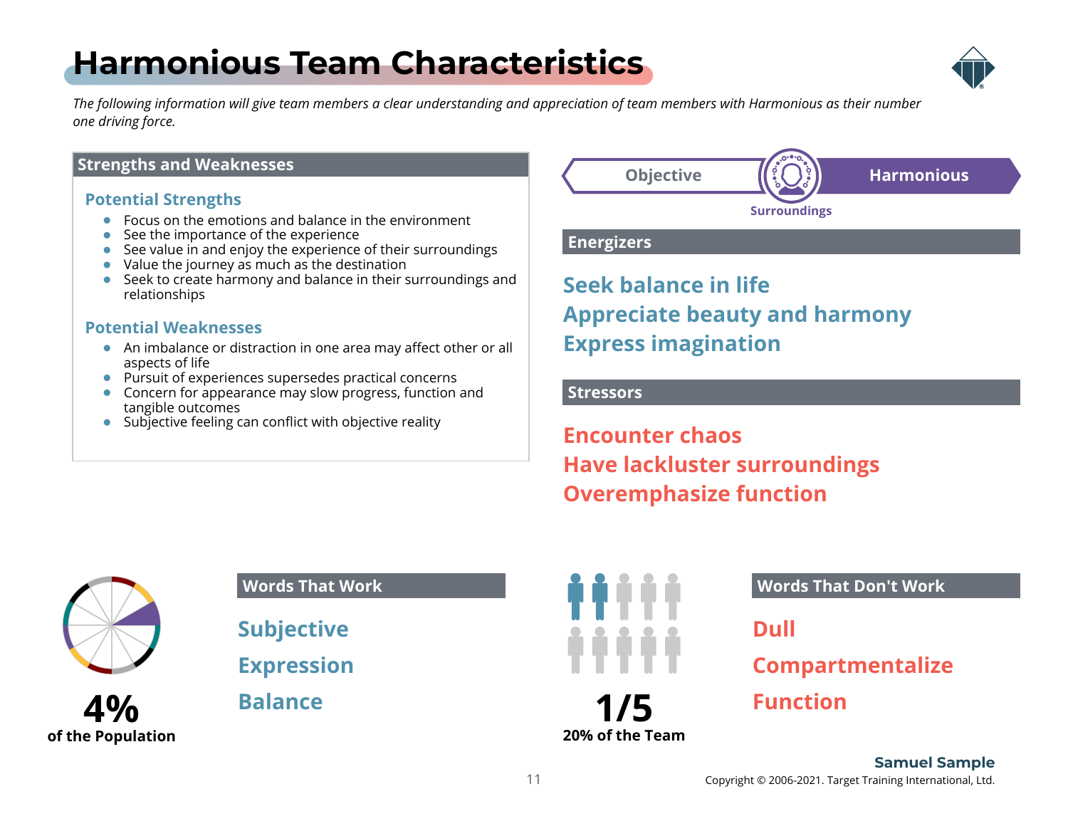# Harmonious Team Characteristics

*The following information will give team members a clear understanding and appreciation of team members with Harmonious as their number one driving force.*

## Strengths and Weaknesses

### Potential Strengths

- Focus on the emotions and balance in the environment
- See the importance of the experience
- See value in and enjoy the experience of their surroundings
- Value the journey as much as the destination
- Seek to create harmony and balance in their surroundings and relationships

### Potential Weaknesses

- An imbalance or distraction in one area may affect other or all aspects of life
- Pursuit of experiences supersedes practical concerns
- Concern for appearance may slow progress, function and tangible outcomes
- Subjective feeling can conflict with objective reality

Objective — Harmonious

Surroundings

## Energizers

**Seek balance in life**
**Appreciate beauty and harmony**
**Express imagination**

## Stressors

**Encounter chaos**
**Have lackluster surroundings**
**Overemphasize function**

**4%**
**of the Population**

## Words That Work

**Subjective**

**Expression**

**Balance**

**1/5**
**20% of the Team**

## Words That Don't Work

**Dull**

**Compartmentalize**

**Function**

**Samuel Sample**

Copyright © 2006-2021. Target Training International, Ltd.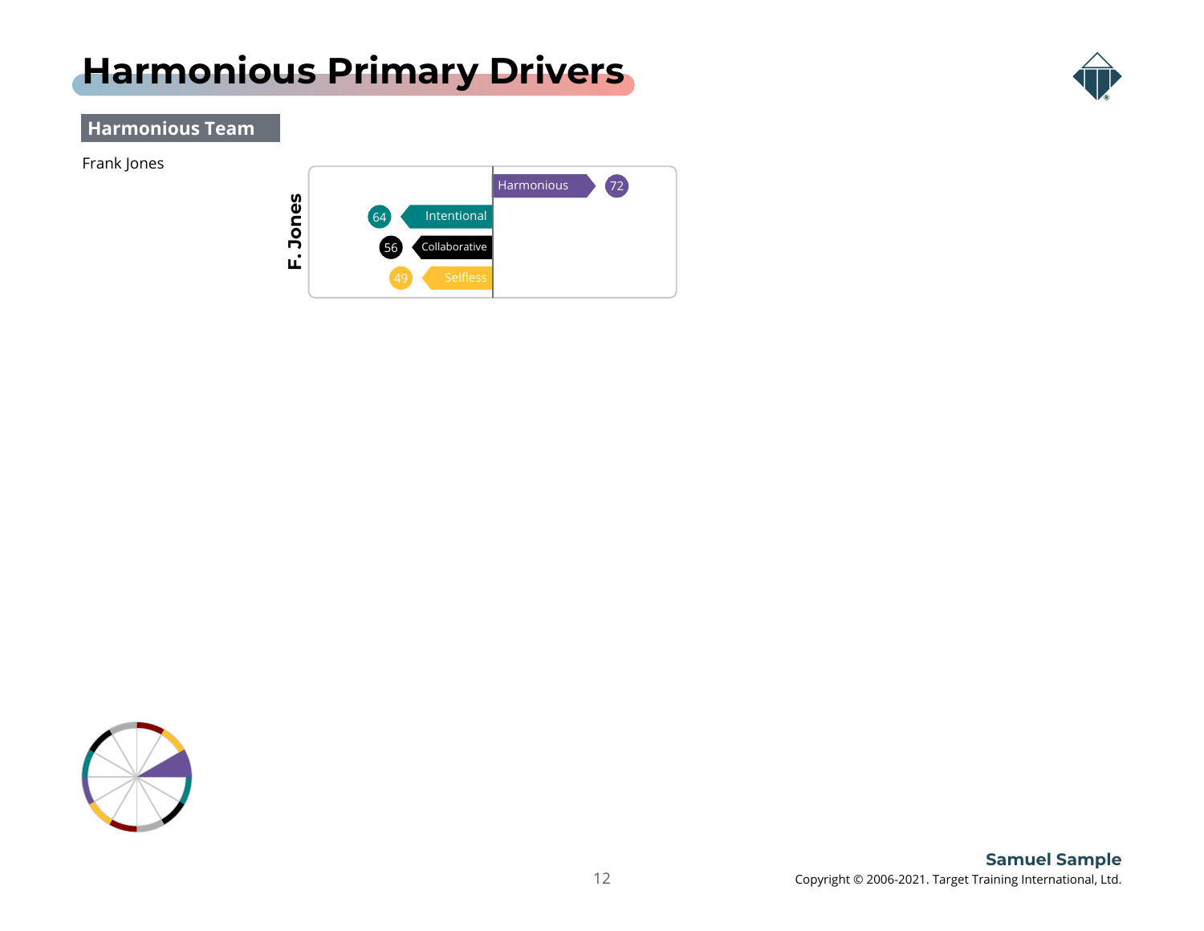# Harmonious Primary Drivers

## Harmonious Team

Frank Jones

| F. Jones | Driver | Score |
|---|---|---|
| | Harmonious | 72 |
| | Intentional | 64 |
| | Collaborative | 56 |
| | Selfless | 49 |

**Samuel Sample**

Copyright © 2006-2021. Target Training International, Ltd.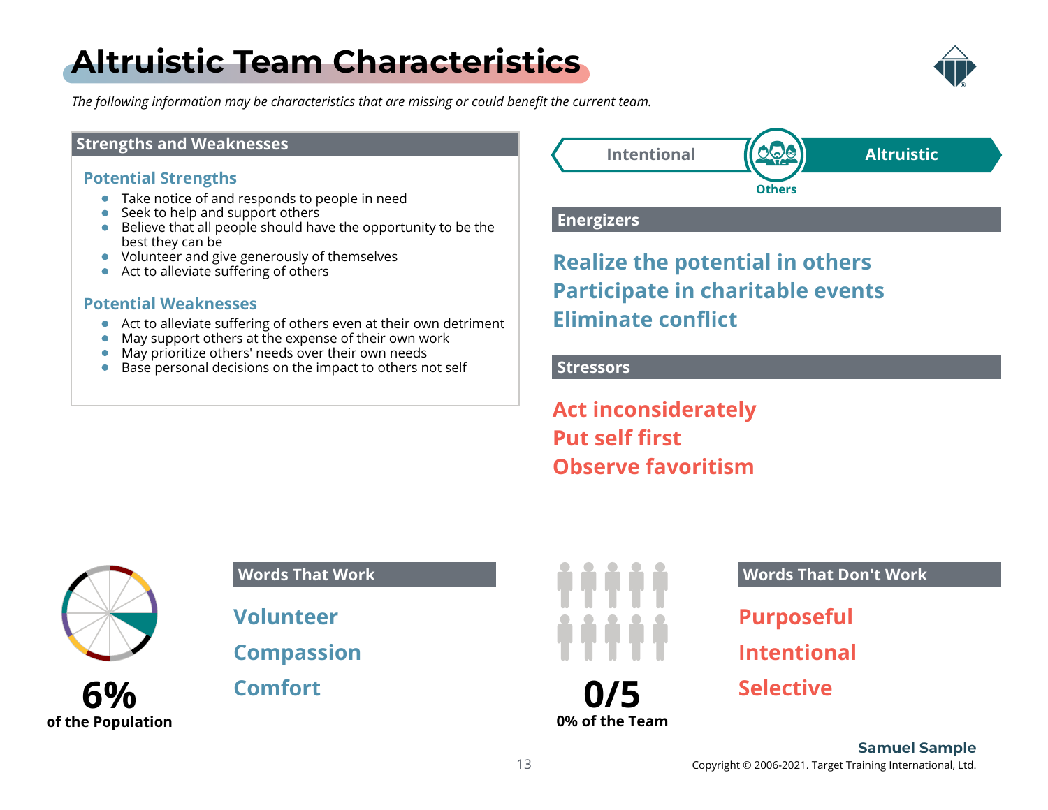# Altruistic Team Characteristics

*The following information may be characteristics that are missing or could benefit the current team.*

## Strengths and Weaknesses

### Potential Strengths

- Take notice of and responds to people in need
- Seek to help and support others
- Believe that all people should have the opportunity to be the best they can be
- Volunteer and give generously of themselves
- Act to alleviate suffering of others

### Potential Weaknesses

- Act to alleviate suffering of others even at their own detriment
- May support others at the expense of their own work
- May prioritize others' needs over their own needs
- Base personal decisions on the impact to others not self

Intentional | Others | **Altruistic**

## Energizers

**Realize the potential in others**
**Participate in charitable events**
**Eliminate conflict**

## Stressors

**Act inconsiderately**
**Put self first**
**Observe favoritism**

**6%**
**of the Population**

## Words That Work

**Volunteer**
**Compassion**
**Comfort**

**0/5**
**0% of the Team**

## Words That Don't Work

**Purposeful**
**Intentional**
**Selective**

**Samuel Sample**
Copyright © 2006-2021. Target Training International, Ltd.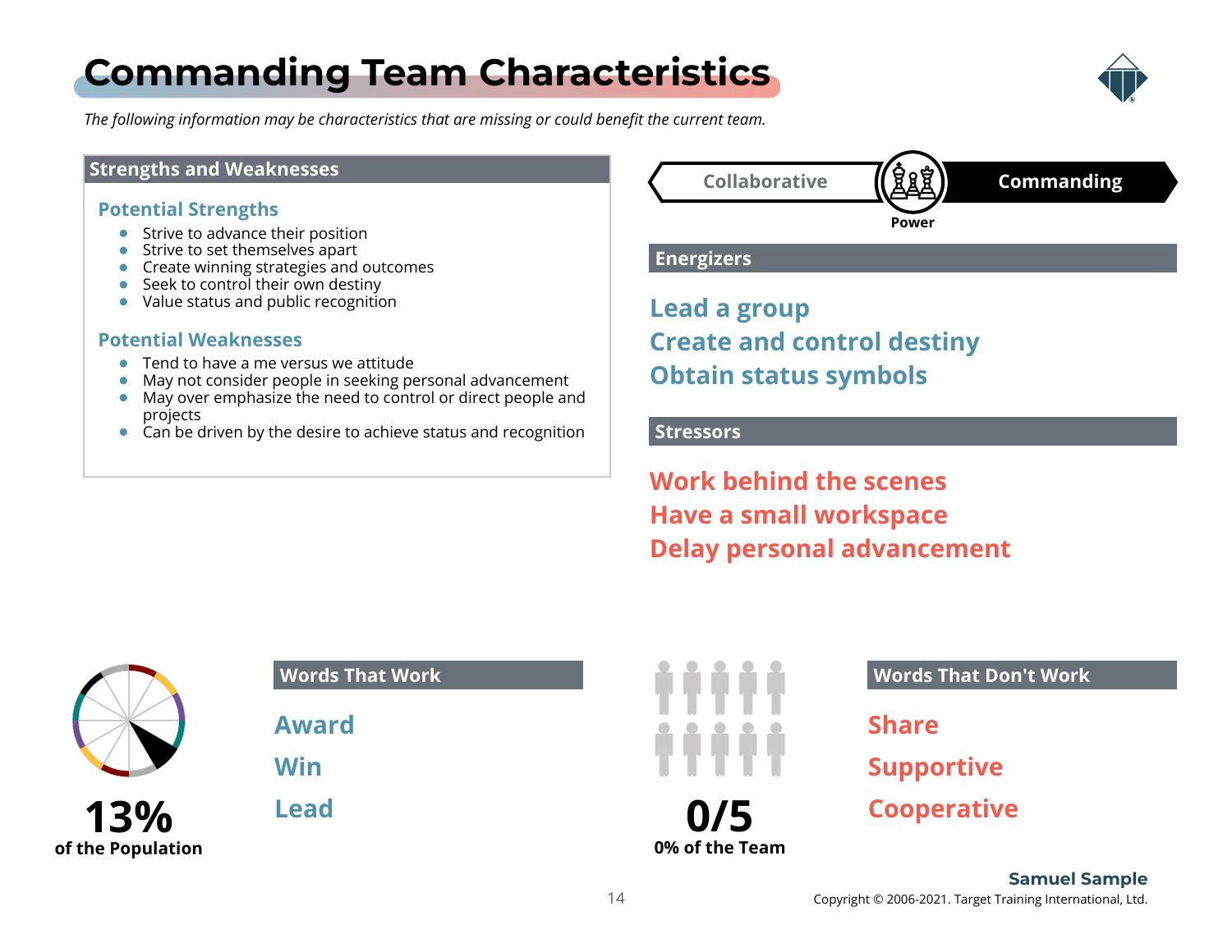# Commanding Team Characteristics

*The following information may be characteristics that are missing or could benefit the current team.*

## Strengths and Weaknesses

### Potential Strengths

- Strive to advance their position
- Strive to set themselves apart
- Create winning strategies and outcomes
- Seek to control their own destiny
- Value status and public recognition

### Potential Weaknesses

- Tend to have a me versus we attitude
- May not consider people in seeking personal advancement
- May over emphasize the need to control or direct people and projects
- Can be driven by the desire to achieve status and recognition

Collaborative — Power — **Commanding**

## Energizers

**Lead a group**
**Create and control destiny**
**Obtain status symbols**

## Stressors

**Work behind the scenes**
**Have a small workspace**
**Delay personal advancement**

**13%**
**of the Population**

## Words That Work

**Award**
**Win**
**Lead**

**0/5**
**0% of the Team**

## Words That Don't Work

**Share**
**Supportive**
**Cooperative**

**Samuel Sample**
Copyright © 2006-2021. Target Training International, Ltd.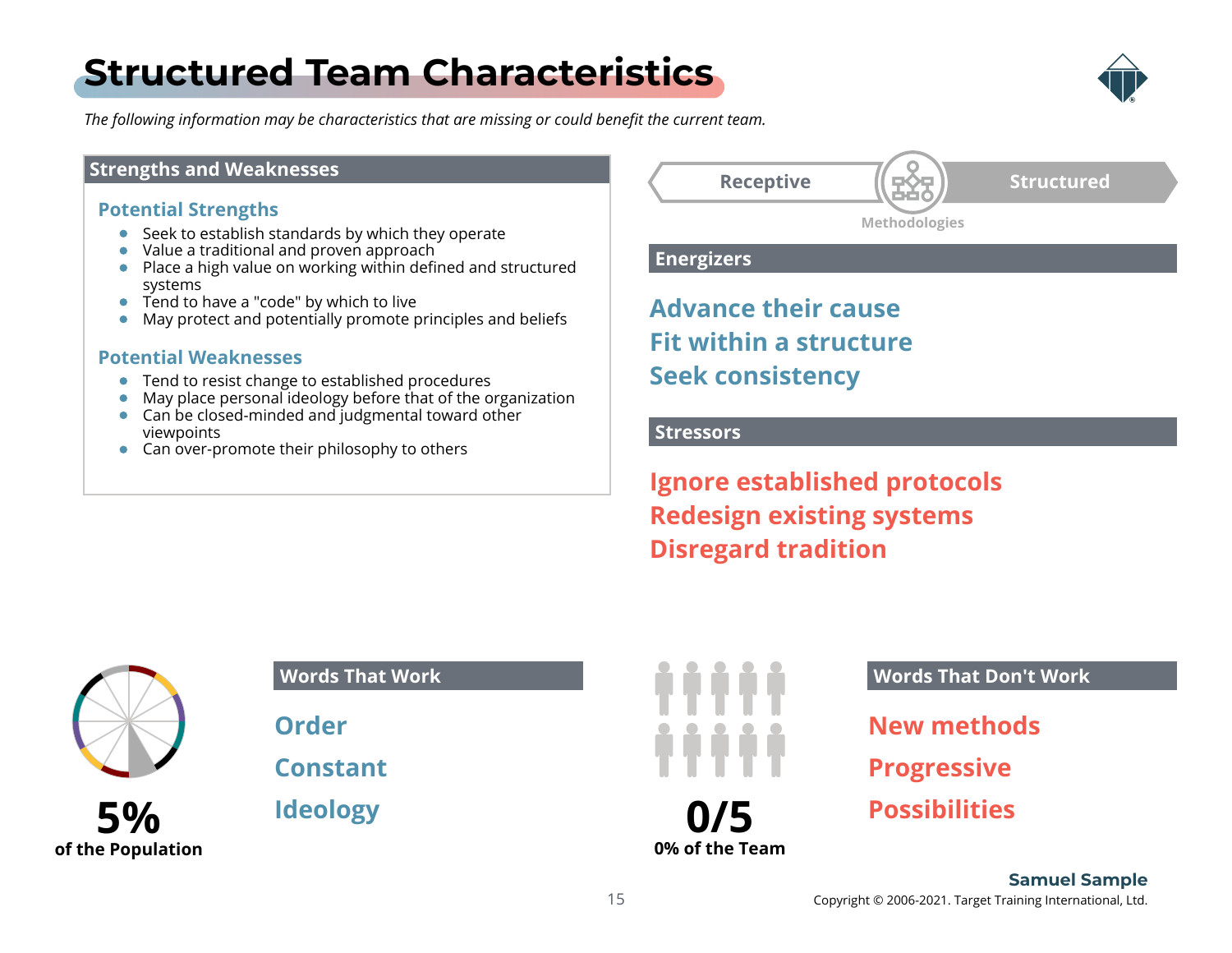# Structured Team Characteristics

*The following information may be characteristics that are missing or could benefit the current team.*

## Strengths and Weaknesses

### Potential Strengths

- Seek to establish standards by which they operate
- Value a traditional and proven approach
- Place a high value on working within defined and structured systems
- Tend to have a "code" by which to live
- May protect and potentially promote principles and beliefs

### Potential Weaknesses

- Tend to resist change to established procedures
- May place personal ideology before that of the organization
- Can be closed-minded and judgmental toward other viewpoints
- Can over-promote their philosophy to others

Receptive | Structured

Methodologies

## Energizers

**Advance their cause**
**Fit within a structure**
**Seek consistency**

## Stressors

**Ignore established protocols**
**Redesign existing systems**
**Disregard tradition**

**5%**
**of the Population**

## Words That Work

**Order**
**Constant**
**Ideology**

**0/5**
**0% of the Team**

## Words That Don't Work

**New methods**
**Progressive**
**Possibilities**

**Samuel Sample**
Copyright © 2006-2021. Target Training International, Ltd.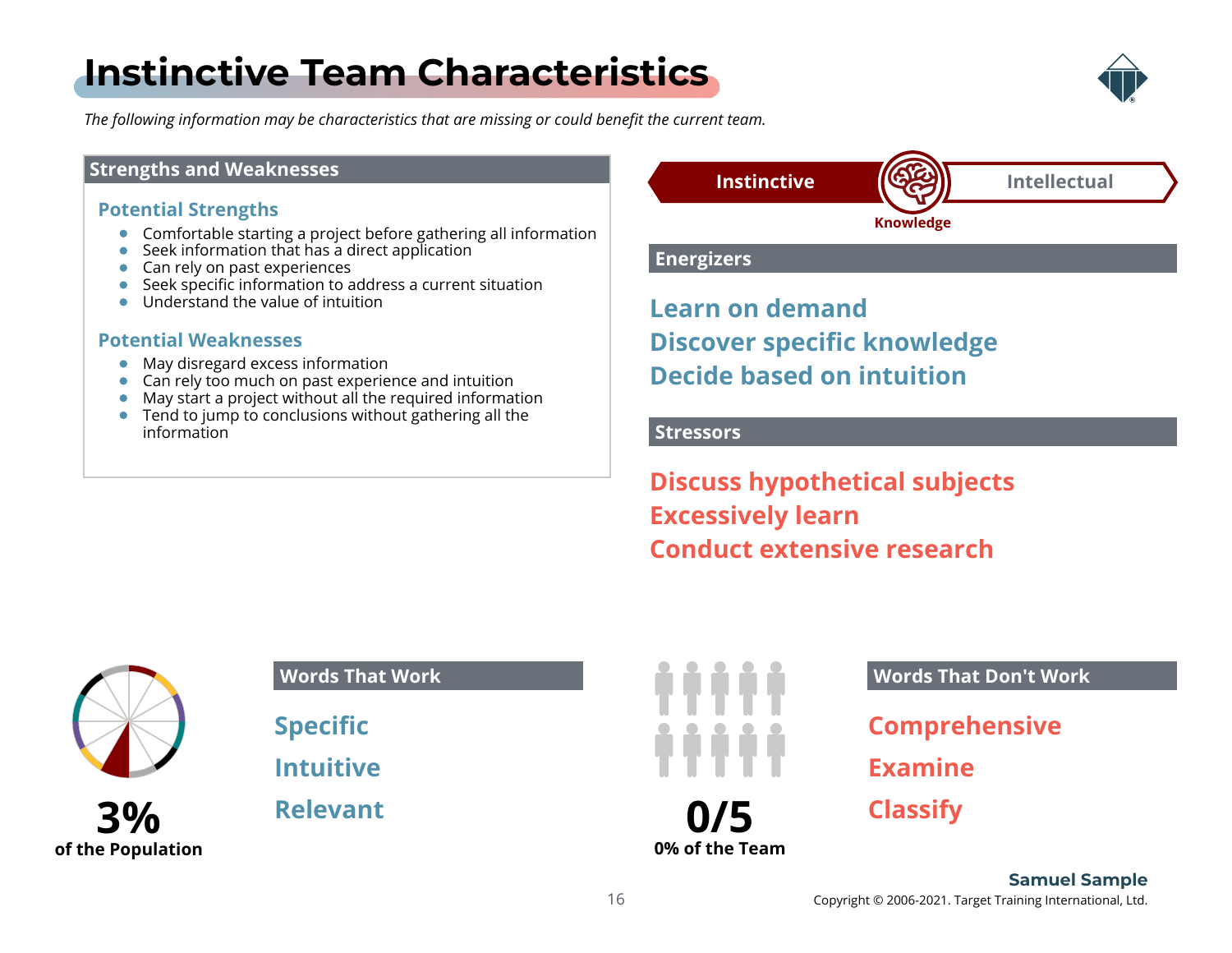# Instinctive Team Characteristics

*The following information may be characteristics that are missing or could benefit the current team.*

## Strengths and Weaknesses

### Potential Strengths

- Comfortable starting a project before gathering all information
- Seek information that has a direct application
- Can rely on past experiences
- Seek specific information to address a current situation
- Understand the value of intuition

### Potential Weaknesses

- May disregard excess information
- Can rely too much on past experience and intuition
- May start a project without all the required information
- Tend to jump to conclusions without gathering all the information

**Instinctive** — Knowledge — **Intellectual**

## Energizers

**Learn on demand**
**Discover specific knowledge**
**Decide based on intuition**

## Stressors

**Discuss hypothetical subjects**
**Excessively learn**
**Conduct extensive research**

**3%**
**of the Population**

## Words That Work

**Specific**
**Intuitive**
**Relevant**

**0/5**
**0% of the Team**

## Words That Don't Work

**Comprehensive**
**Examine**
**Classify**

**Samuel Sample**

Copyright © 2006-2021. Target Training International, Ltd.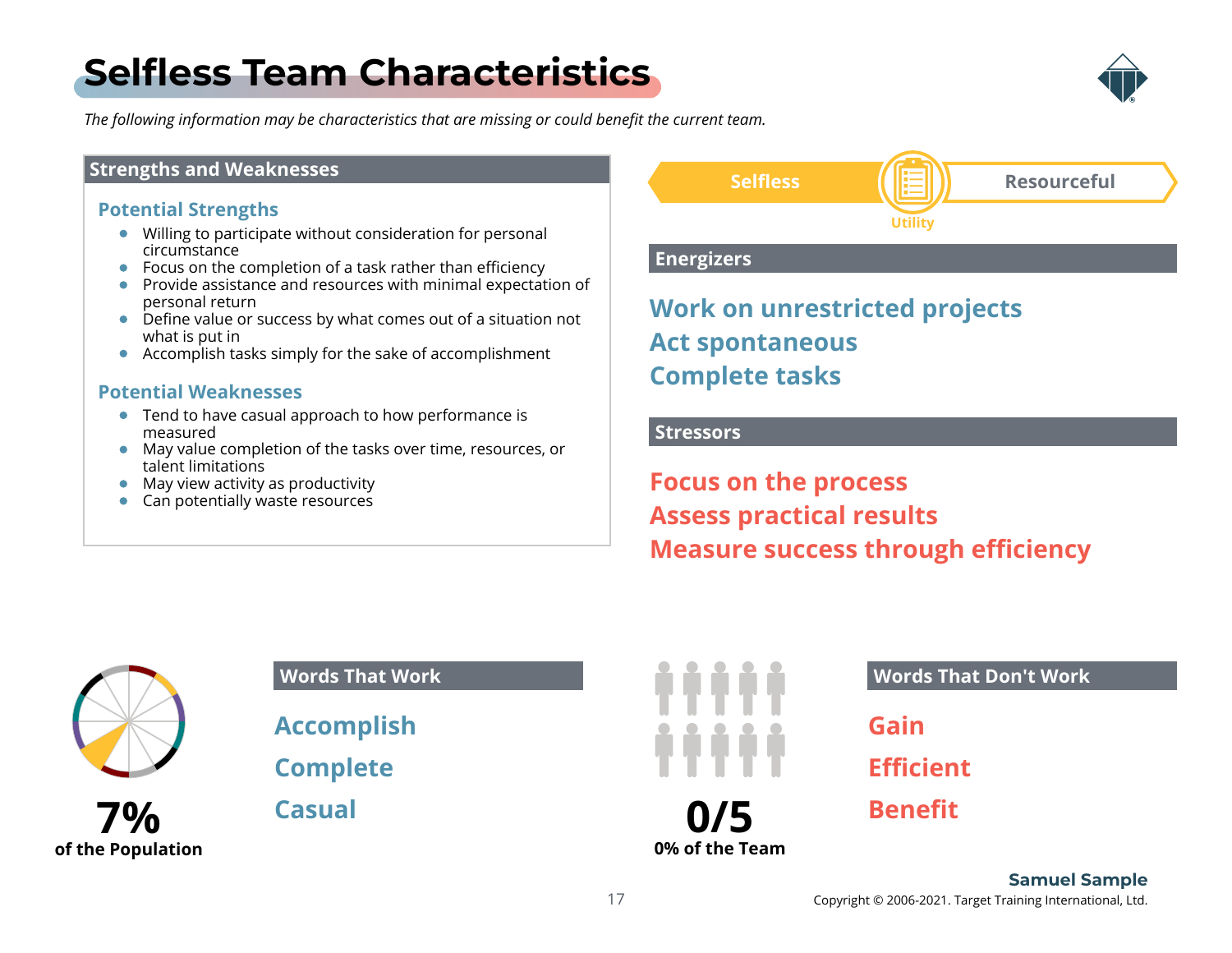# Selfless Team Characteristics

*The following information may be characteristics that are missing or could benefit the current team.*

## Strengths and Weaknesses

### Potential Strengths

- Willing to participate without consideration for personal circumstance
- Focus on the completion of a task rather than efficiency
- Provide assistance and resources with minimal expectation of personal return
- Define value or success by what comes out of a situation not what is put in
- Accomplish tasks simply for the sake of accomplishment

### Potential Weaknesses

- Tend to have casual approach to how performance is measured
- May value completion of the tasks over time, resources, or talent limitations
- May view activity as productivity
- Can potentially waste resources

**Selfless** — Utility — **Resourceful**

## Energizers

**Work on unrestricted projects**
**Act spontaneous**
**Complete tasks**

## Stressors

**Focus on the process**
**Assess practical results**
**Measure success through efficiency**

**7%**
**of the Population**

## Words That Work

**Accomplish**
**Complete**
**Casual**

**0/5**
**0% of the Team**

## Words That Don't Work

**Gain**
**Efficient**
**Benefit**

**Samuel Sample**
Copyright © 2006-2021. Target Training International, Ltd.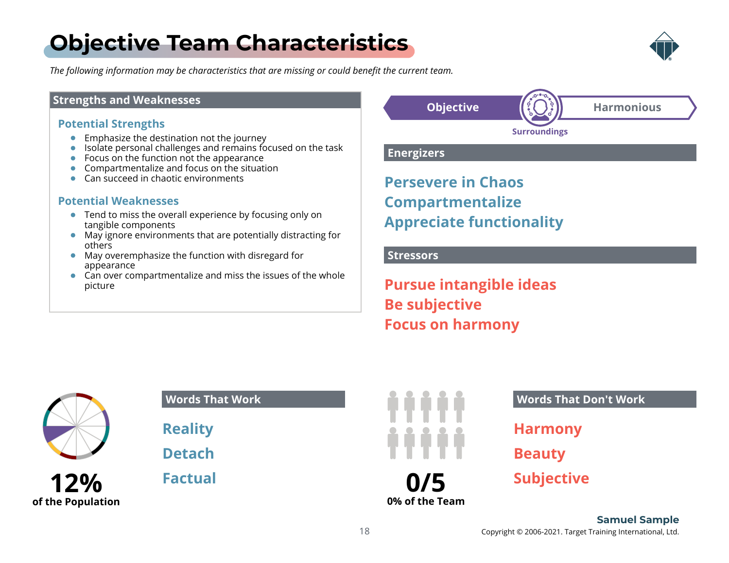# Objective Team Characteristics

*The following information may be characteristics that are missing or could benefit the current team.*

## Strengths and Weaknesses

### Potential Strengths

- Emphasize the destination not the journey
- Isolate personal challenges and remains focused on the task
- Focus on the function not the appearance
- Compartmentalize and focus on the situation
- Can succeed in chaotic environments

### Potential Weaknesses

- Tend to miss the overall experience by focusing only on tangible components
- May ignore environments that are potentially distracting for others
- May overemphasize the function with disregard for appearance
- Can over compartmentalize and miss the issues of the whole picture

**Objective** | Harmonious

Surroundings

## Energizers

**Persevere in Chaos**
**Compartmentalize**
**Appreciate functionality**

## Stressors

**Pursue intangible ideas**
**Be subjective**
**Focus on harmony**

**12%**
**of the Population**

## Words That Work

**Reality**
**Detach**
**Factual**

**0/5**
**0% of the Team**

## Words That Don't Work

**Harmony**
**Beauty**
**Subjective**

**Samuel Sample**
Copyright © 2006-2021. Target Training International, Ltd.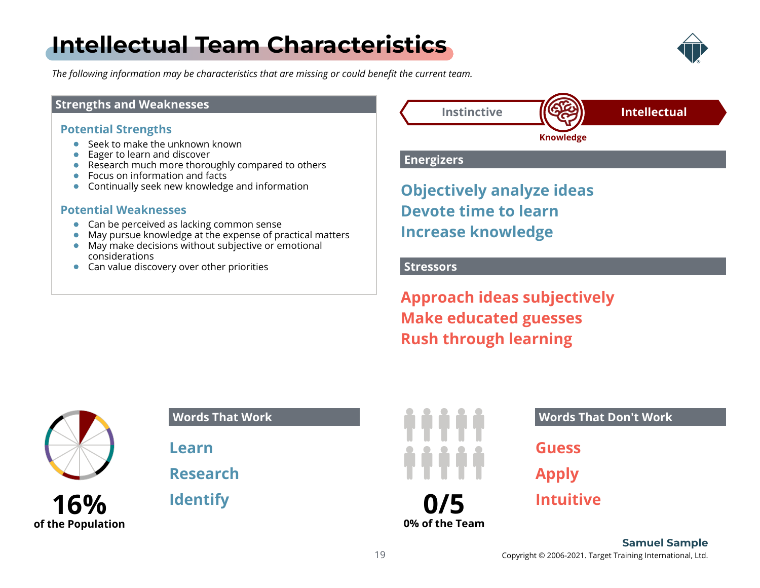# Intellectual Team Characteristics

*The following information may be characteristics that are missing or could benefit the current team.*

## Strengths and Weaknesses

### Potential Strengths

- Seek to make the unknown known
- Eager to learn and discover
- Research much more thoroughly compared to others
- Focus on information and facts
- Continually seek new knowledge and information

### Potential Weaknesses

- Can be perceived as lacking common sense
- May pursue knowledge at the expense of practical matters
- May make decisions without subjective or emotional considerations
- Can value discovery over other priorities

Instinctive | Knowledge | **Intellectual**

## Energizers

**Objectively analyze ideas**
**Devote time to learn**
**Increase knowledge**

## Stressors

**Approach ideas subjectively**
**Make educated guesses**
**Rush through learning**

**16%**
**of the Population**

## Words That Work

**Learn**
**Research**
**Identify**

**0/5**
**0% of the Team**

## Words That Don't Work

**Guess**
**Apply**
**Intuitive**

**Samuel Sample**
Copyright © 2006-2021. Target Training International, Ltd.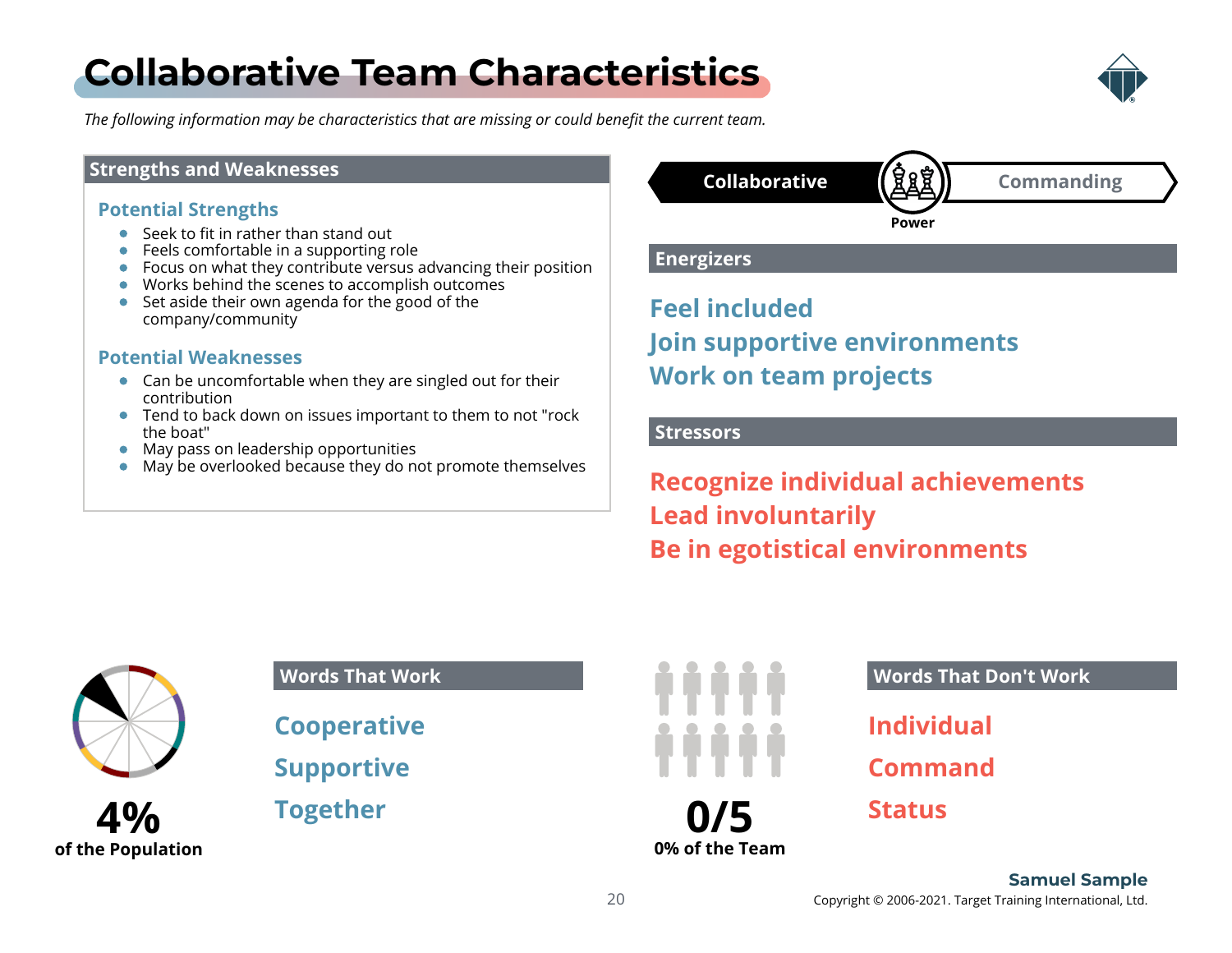# Collaborative Team Characteristics

*The following information may be characteristics that are missing or could benefit the current team.*

## Strengths and Weaknesses

### Potential Strengths

- Seek to fit in rather than stand out
- Feels comfortable in a supporting role
- Focus on what they contribute versus advancing their position
- Works behind the scenes to accomplish outcomes
- Set aside their own agenda for the good of the company/community

### Potential Weaknesses

- Can be uncomfortable when they are singled out for their contribution
- Tend to back down on issues important to them to not "rock the boat"
- May pass on leadership opportunities
- May be overlooked because they do not promote themselves

**Collaborative** — Power — Commanding

## Energizers

Feel included
Join supportive environments
Work on team projects

## Stressors

Recognize individual achievements
Lead involuntarily
Be in egotistical environments

**4%**
**of the Population**

## Words That Work

Cooperative
Supportive
Together

**0/5**
**0% of the Team**

## Words That Don't Work

Individual
Command
Status

**Samuel Sample**

Copyright © 2006-2021. Target Training International, Ltd.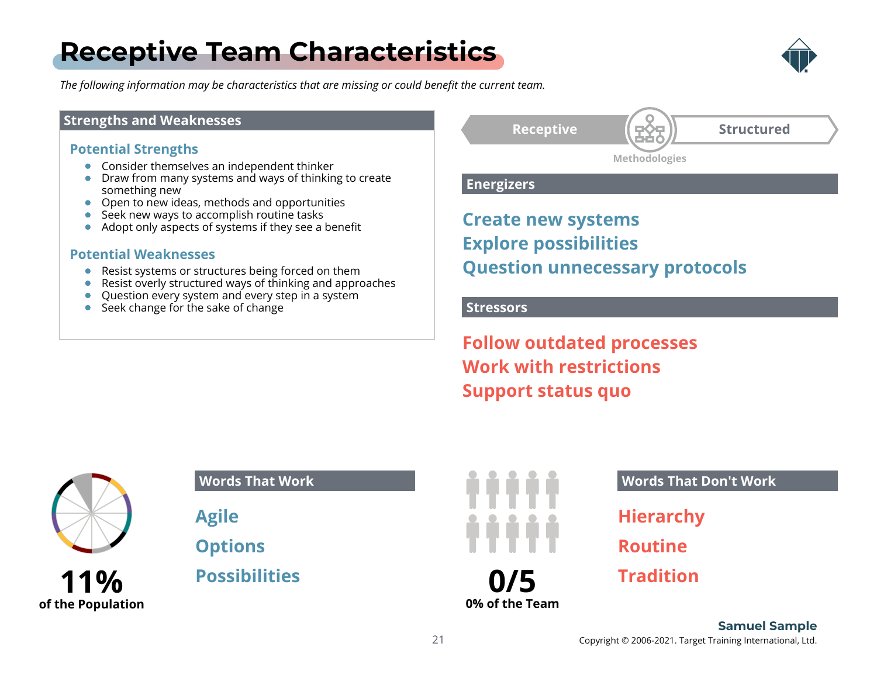# Receptive Team Characteristics

*The following information may be characteristics that are missing or could benefit the current team.*

## Strengths and Weaknesses

### Potential Strengths

- Consider themselves an independent thinker
- Draw from many systems and ways of thinking to create something new
- Open to new ideas, methods and opportunities
- Seek new ways to accomplish routine tasks
- Adopt only aspects of systems if they see a benefit

### Potential Weaknesses

- Resist systems or structures being forced on them
- Resist overly structured ways of thinking and approaches
- Question every system and every step in a system
- Seek change for the sake of change

Receptive | Structured

Methodologies

## Energizers

**Create new systems**
**Explore possibilities**
**Question unnecessary protocols**

## Stressors

**Follow outdated processes**
**Work with restrictions**
**Support status quo**

**11%**
**of the Population**

## Words That Work

**Agile**
**Options**
**Possibilities**

**0/5**
**0% of the Team**

## Words That Don't Work

**Hierarchy**
**Routine**
**Tradition**

**Samuel Sample**
Copyright © 2006-2021. Target Training International, Ltd.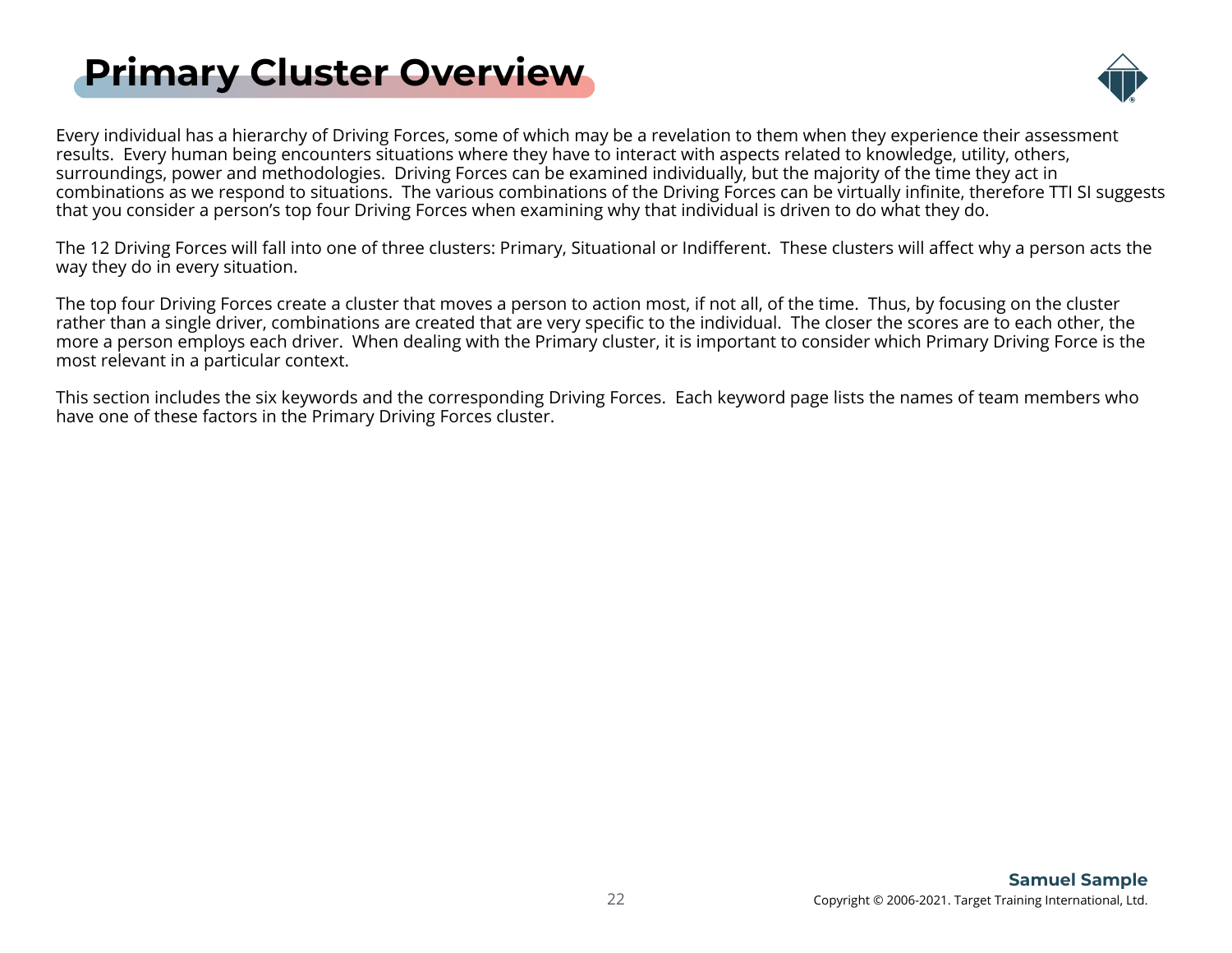# Primary Cluster Overview

Every individual has a hierarchy of Driving Forces, some of which may be a revelation to them when they experience their assessment results. Every human being encounters situations where they have to interact with aspects related to knowledge, utility, others, surroundings, power and methodologies. Driving Forces can be examined individually, but the majority of the time they act in combinations as we respond to situations. The various combinations of the Driving Forces can be virtually infinite, therefore TTI SI suggests that you consider a person's top four Driving Forces when examining why that individual is driven to do what they do.

The 12 Driving Forces will fall into one of three clusters: Primary, Situational or Indifferent. These clusters will affect why a person acts the way they do in every situation.

The top four Driving Forces create a cluster that moves a person to action most, if not all, of the time. Thus, by focusing on the cluster rather than a single driver, combinations are created that are very specific to the individual. The closer the scores are to each other, the more a person employs each driver. When dealing with the Primary cluster, it is important to consider which Primary Driving Force is the most relevant in a particular context.

This section includes the six keywords and the corresponding Driving Forces. Each keyword page lists the names of team members who have one of these factors in the Primary Driving Forces cluster.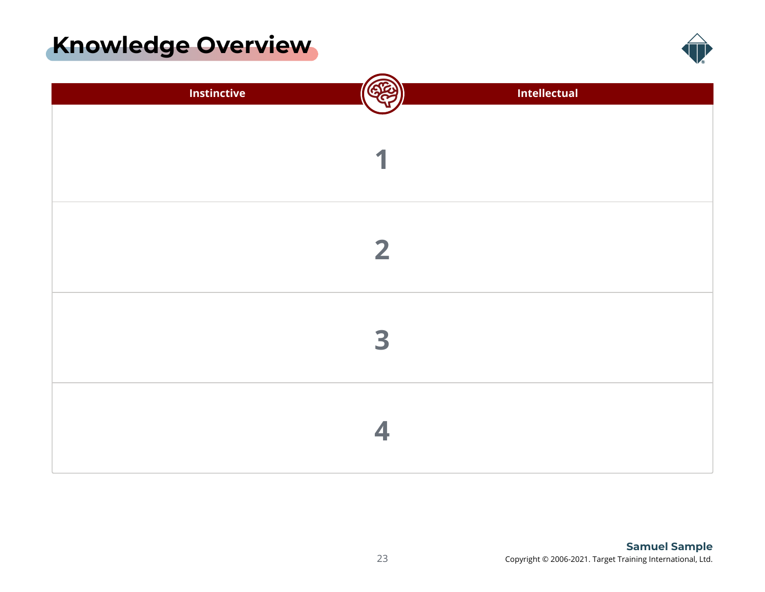# Knowledge Overview

| Instinctive | | Intellectual |
|---|---|---|
| | 1 | |
| | 2 | |
| | 3 | |
| | 4 | |

**Samuel Sample**
Copyright © 2006-2021. Target Training International, Ltd.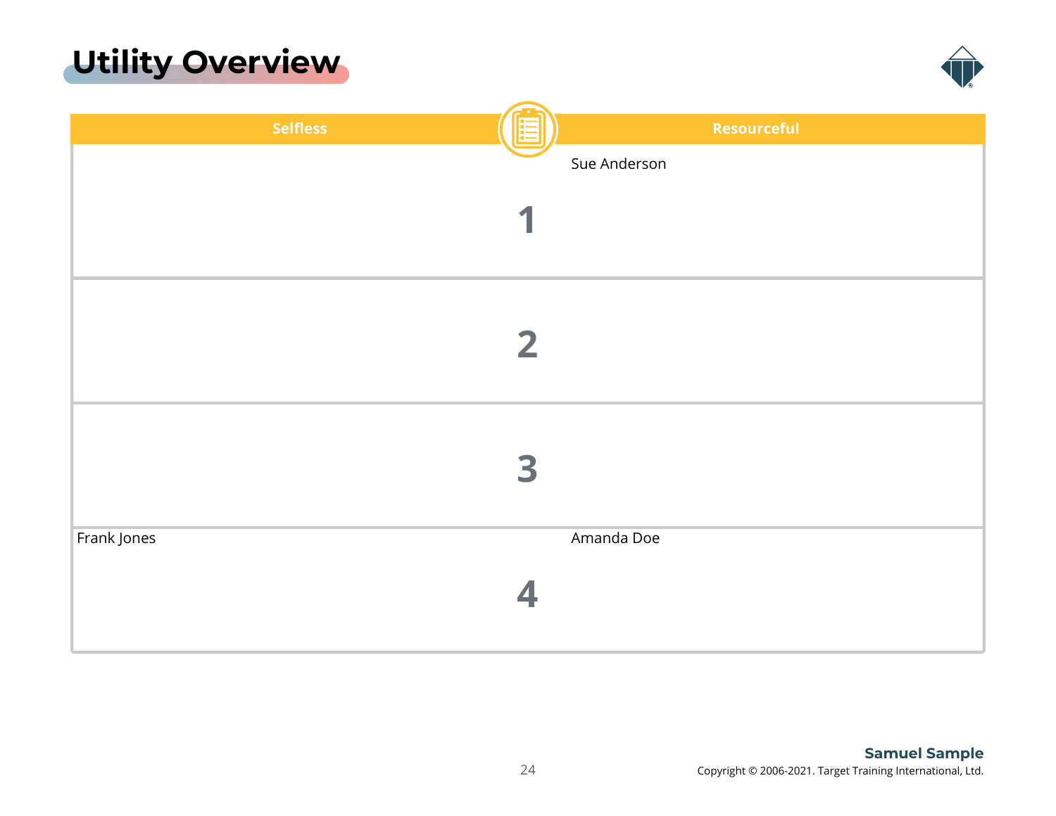# Utility Overview

| Selfless | | Resourceful |
|---|---|---|
| | 1 | Sue Anderson |
| | 2 | |
| | 3 | |
| Frank Jones | 4 | Amanda Doe |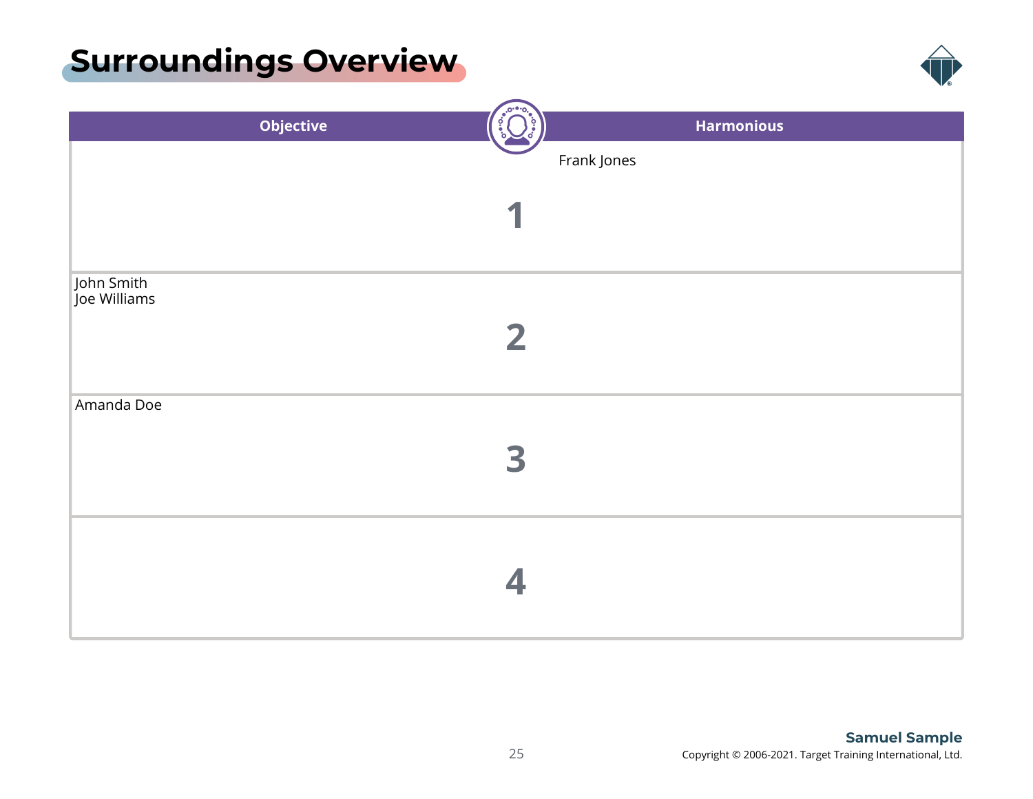# Surroundings Overview

| Objective | | Harmonious |
|---|---|---|
| | 1 | Frank Jones |
| John Smith<br>Joe Williams | 2 | |
| Amanda Doe | 3 | |
| | 4 | |

**Samuel Sample**
Copyright © 2006-2021. Target Training International, Ltd.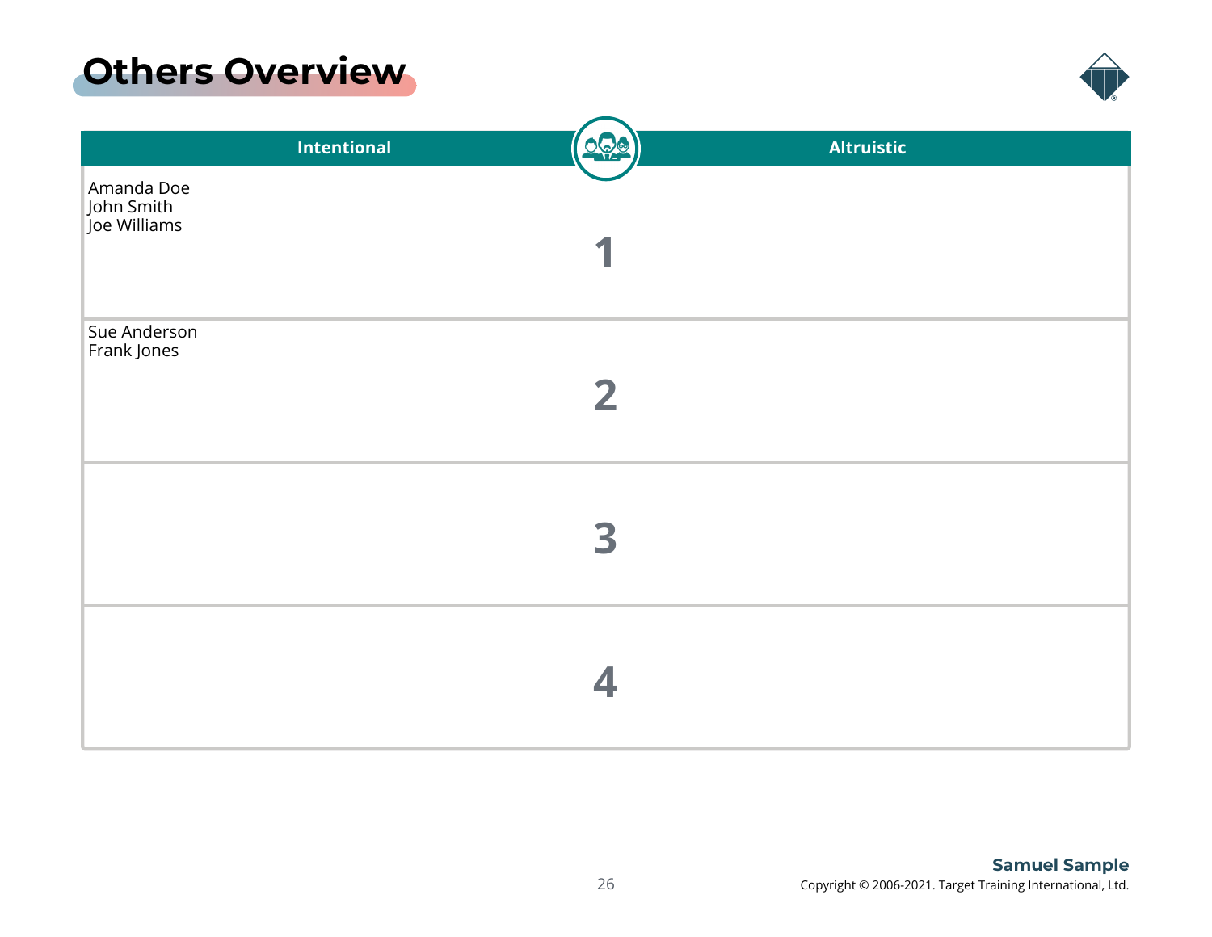# Others Overview

| Intentional | | Altruistic |
|---|---|---|
| Amanda Doe<br>John Smith<br>Joe Williams | 1 | |
| Sue Anderson<br>Frank Jones | 2 | |
| | 3 | |
| | 4 | |

**Samuel Sample**

Copyright © 2006-2021. Target Training International, Ltd.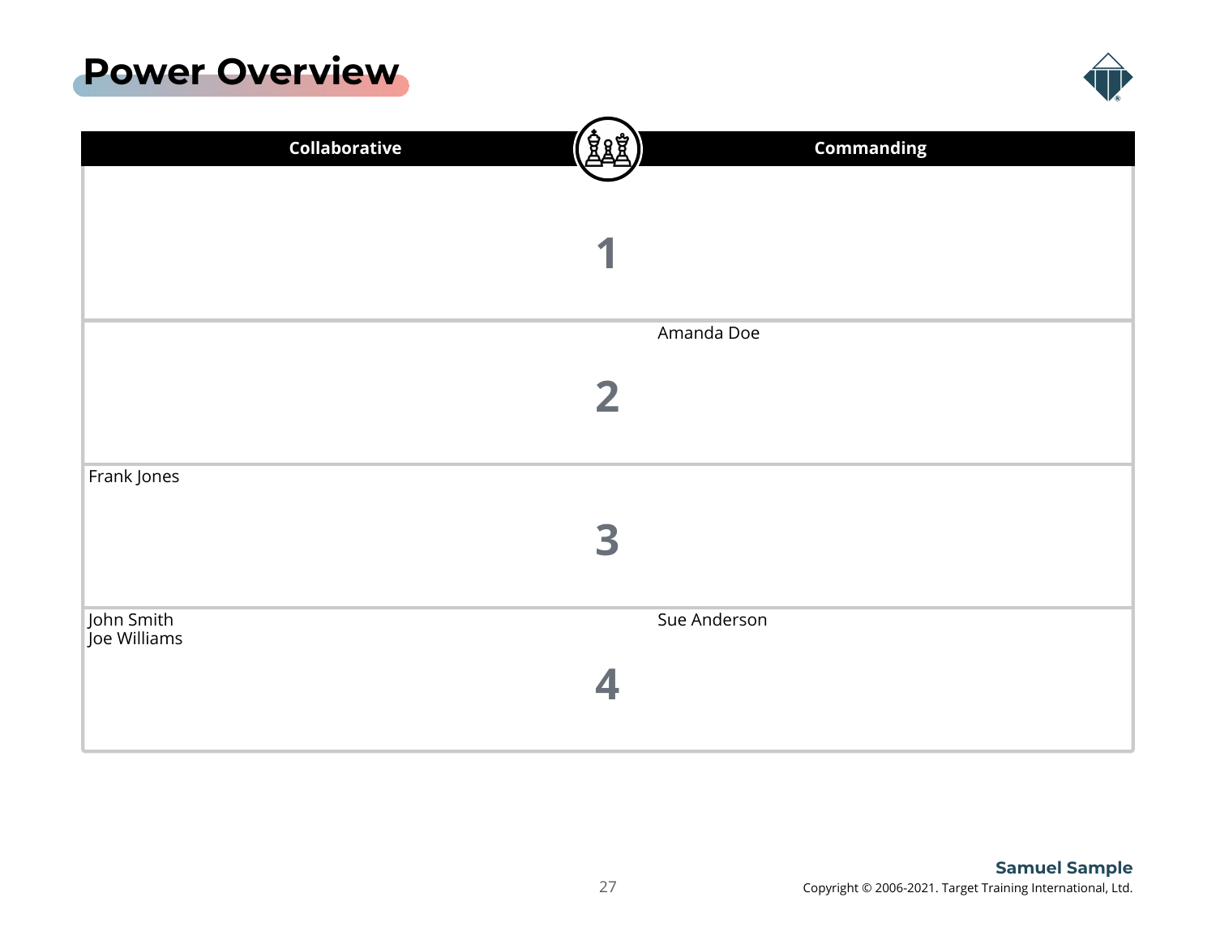# Power Overview

| Collaborative | Level | Commanding |
| --- | --- | --- |
| | 1 | |
| | 2 | Amanda Doe |
| Frank Jones | 3 | |
| John Smith<br>Joe Williams | 4 | Sue Anderson |

**Samuel Sample**

Copyright © 2006-2021. Target Training International, Ltd.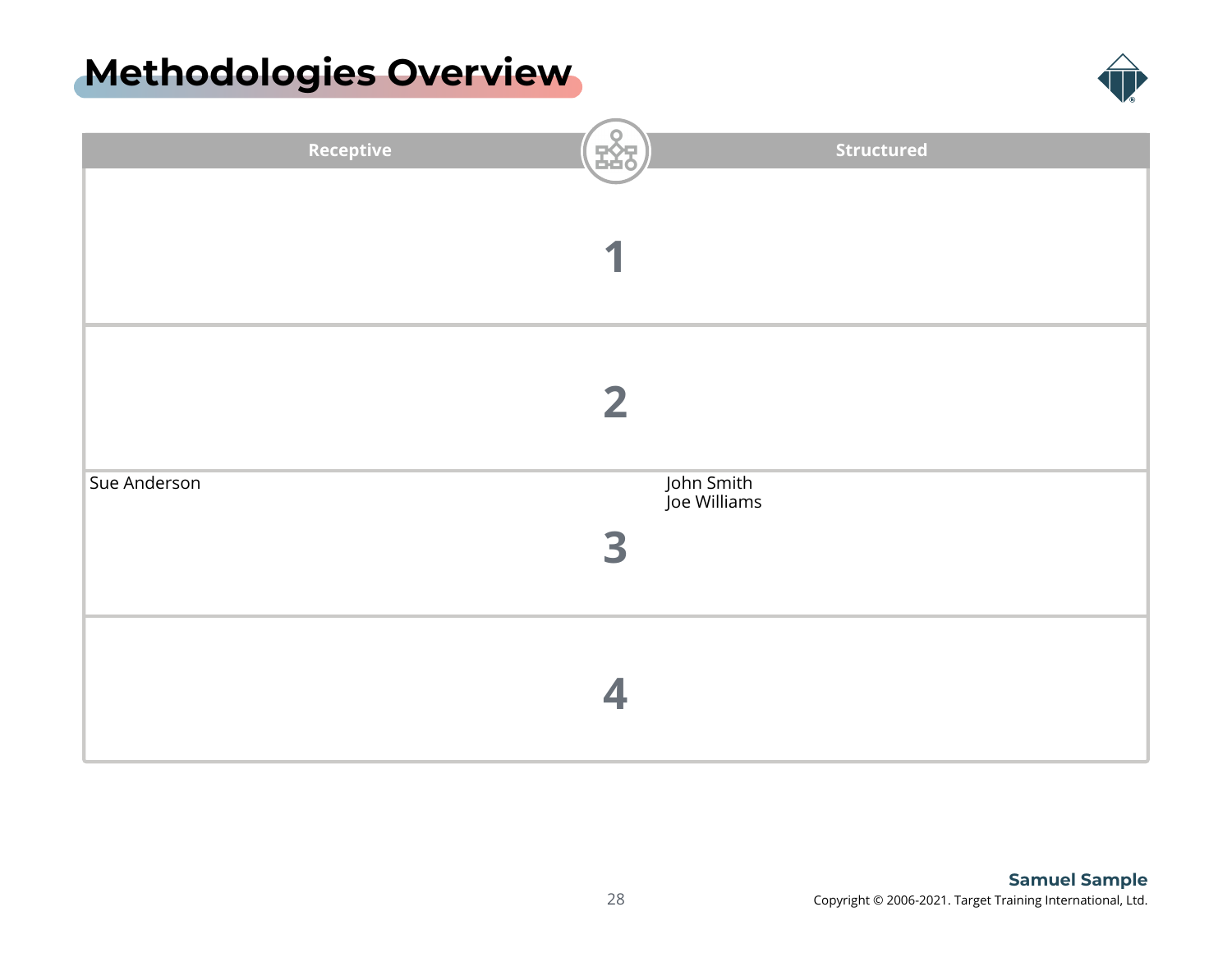# Methodologies Overview

| Receptive | | Structured |
|---|---|---|
| | 1 | |
| | 2 | |
| Sue Anderson | 3 | John Smith<br>Joe Williams |
| | 4 | |

**Samuel Sample**

Copyright © 2006-2021. Target Training International, Ltd.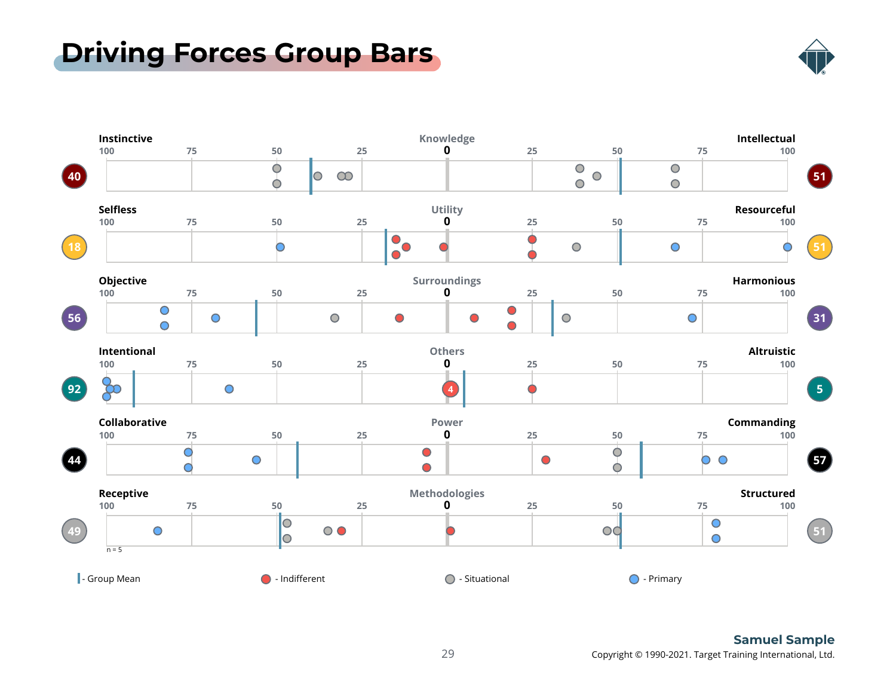# Driving Forces Group Bars

| | Left Driver | Motivator | Right Driver | |
|---|---|---|---|---|
| 40 | Instinctive | Knowledge | Intellectual | 51 |
| 18 | Selfless | Utility | Resourceful | 51 |
| 56 | Objective | Surroundings | Harmonious | 31 |
| 92 | Intentional | Others | Altruistic | 5 |
| 44 | Collaborative | Power | Commanding | 57 |
| 49 | Receptive | Methodologies | Structured | 51 |

Scale: 100 – 75 – 50 – 25 – 0 – 25 – 50 – 75 – 100

n = 5

| - Group Mean | ● - Indifferent | ● - Situational | ● - Primary

**Samuel Sample**

Copyright © 1990-2021. Target Training International, Ltd.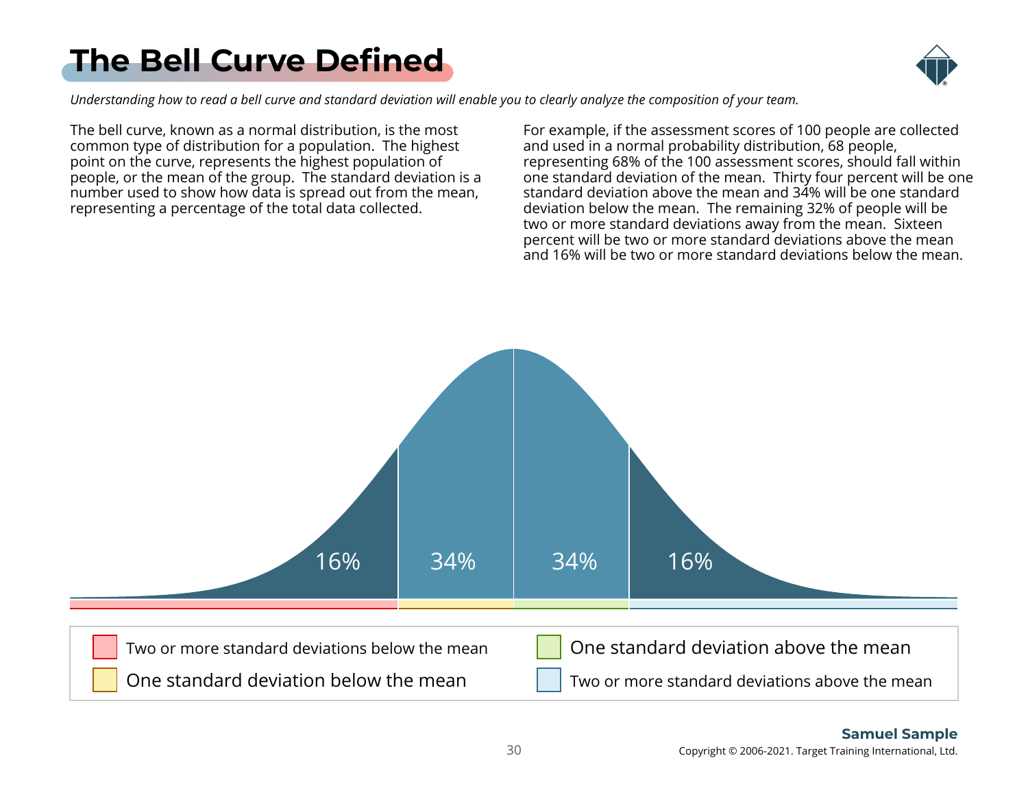# The Bell Curve Defined

*Understanding how to read a bell curve and standard deviation will enable you to clearly analyze the composition of your team.*

The bell curve, known as a normal distribution, is the most common type of distribution for a population. The highest point on the curve, represents the highest population of people, or the mean of the group. The standard deviation is a number used to show how data is spread out from the mean, representing a percentage of the total data collected.

For example, if the assessment scores of 100 people are collected and used in a normal probability distribution, 68 people, representing 68% of the 100 assessment scores, should fall within one standard deviation of the mean. Thirty four percent will be one standard deviation above the mean and 34% will be one standard deviation below the mean. The remaining 32% of people will be two or more standard deviations away from the mean. Sixteen percent will be two or more standard deviations above the mean and 16% will be two or more standard deviations below the mean.

16% | 34% | 34% | 16%

- Two or more standard deviations below the mean
- One standard deviation below the mean
- One standard deviation above the mean
- Two or more standard deviations above the mean

**Samuel Sample**

Copyright © 2006-2021. Target Training International, Ltd.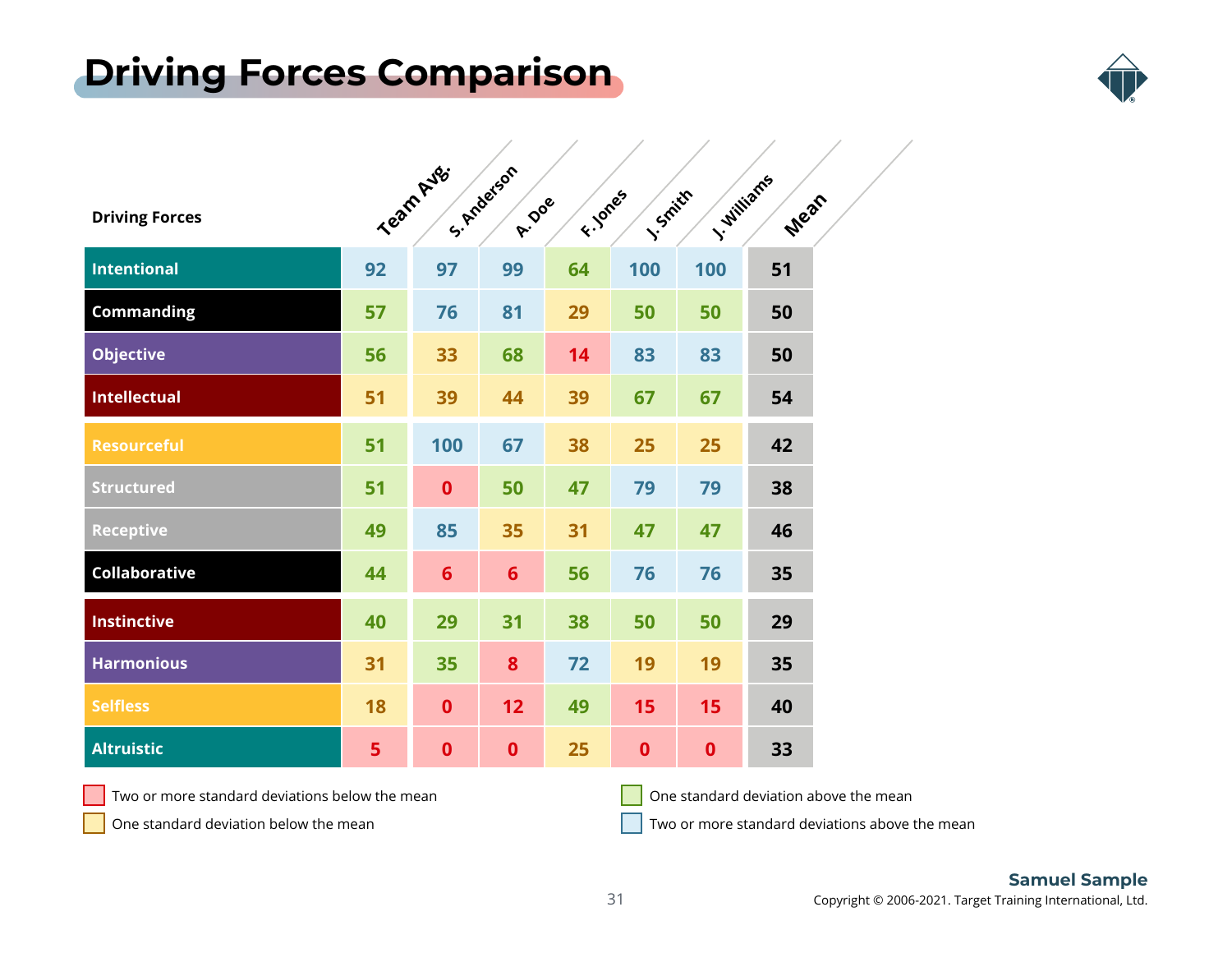# Driving Forces Comparison

| Driving Forces | Team Avg. | S. Anderson | A. Doe | F. Jones | J. Smith | J. Williams | Mean |
|---|---|---|---|---|---|---|---|
| Intentional | 92 | 97 | 99 | 64 | 100 | 100 | 51 |
| Commanding | 57 | 76 | 81 | 29 | 50 | 50 | 50 |
| Objective | 56 | 33 | 68 | 14 | 83 | 83 | 50 |
| Intellectual | 51 | 39 | 44 | 39 | 67 | 67 | 54 |
| Resourceful | 51 | 100 | 67 | 38 | 25 | 25 | 42 |
| Structured | 51 | 0 | 50 | 47 | 79 | 79 | 38 |
| Receptive | 49 | 85 | 35 | 31 | 47 | 47 | 46 |
| Collaborative | 44 | 6 | 6 | 56 | 76 | 76 | 35 |
| Instinctive | 40 | 29 | 31 | 38 | 50 | 50 | 29 |
| Harmonious | 31 | 35 | 8 | 72 | 19 | 19 | 35 |
| Selfless | 18 | 0 | 12 | 49 | 15 | 15 | 40 |
| Altruistic | 5 | 0 | 0 | 25 | 0 | 0 | 33 |

- Two or more standard deviations below the mean
- One standard deviation below the mean
- One standard deviation above the mean
- Two or more standard deviations above the mean

**Samuel Sample**

Copyright © 2006-2021. Target Training International, Ltd.